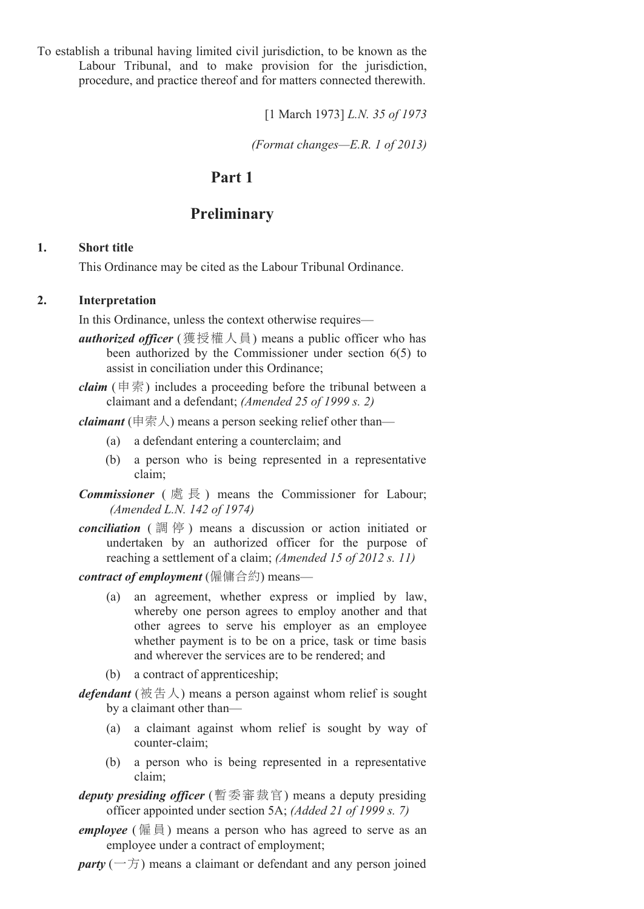To establish a tribunal having limited civil jurisdiction, to be known as the Labour Tribunal, and to make provision for the jurisdiction, procedure, and practice thereof and for matters connected therewith.

[1 March 1973] *L.N. 35 of 1973*

*(Format changes—E.R. 1 of 2013)*

## Part 1

## Preliminary

**1. Short title**

This Ordinance may be cited as the Labour Tribunal Ordinance.

**2. Interpretation**

In this Ordinance, unless the context otherwise requires—

***authorized officer*** (獲授權人員) means a public officer who has been authorized by the Commissioner under section 6(5) to assist in conciliation under this Ordinance;

***claim*** (申索) includes a proceeding before the tribunal between a claimant and a defendant; *(Amended 25 of 1999 s. 2)*

***claimant*** (申索人) means a person seeking relief other than—

- (a) a defendant entering a counterclaim; and
- (b) a person who is being represented in a representative claim;

***Commissioner*** (處長) means the Commissioner for Labour; *(Amended L.N. 142 of 1974)*

***conciliation*** (調停) means a discussion or action initiated or undertaken by an authorized officer for the purpose of reaching a settlement of a claim; *(Amended 15 of 2012 s. 11)*

***contract of employment*** (僱傭合約) means—

- (a) an agreement, whether express or implied by law, whereby one person agrees to employ another and that other agrees to serve his employer as an employee whether payment is to be on a price, task or time basis and wherever the services are to be rendered; and
- (b) a contract of apprenticeship;

***defendant*** (被告人) means a person against whom relief is sought by a claimant other than—

- (a) a claimant against whom relief is sought by way of counter-claim;
- (b) a person who is being represented in a representative claim;

***deputy presiding officer*** (暫委審裁官) means a deputy presiding officer appointed under section 5A; *(Added 21 of 1999 s. 7)*

***employee*** (僱員) means a person who has agreed to serve as an employee under a contract of employment;

***party*** (一方) means a claimant or defendant and any person joined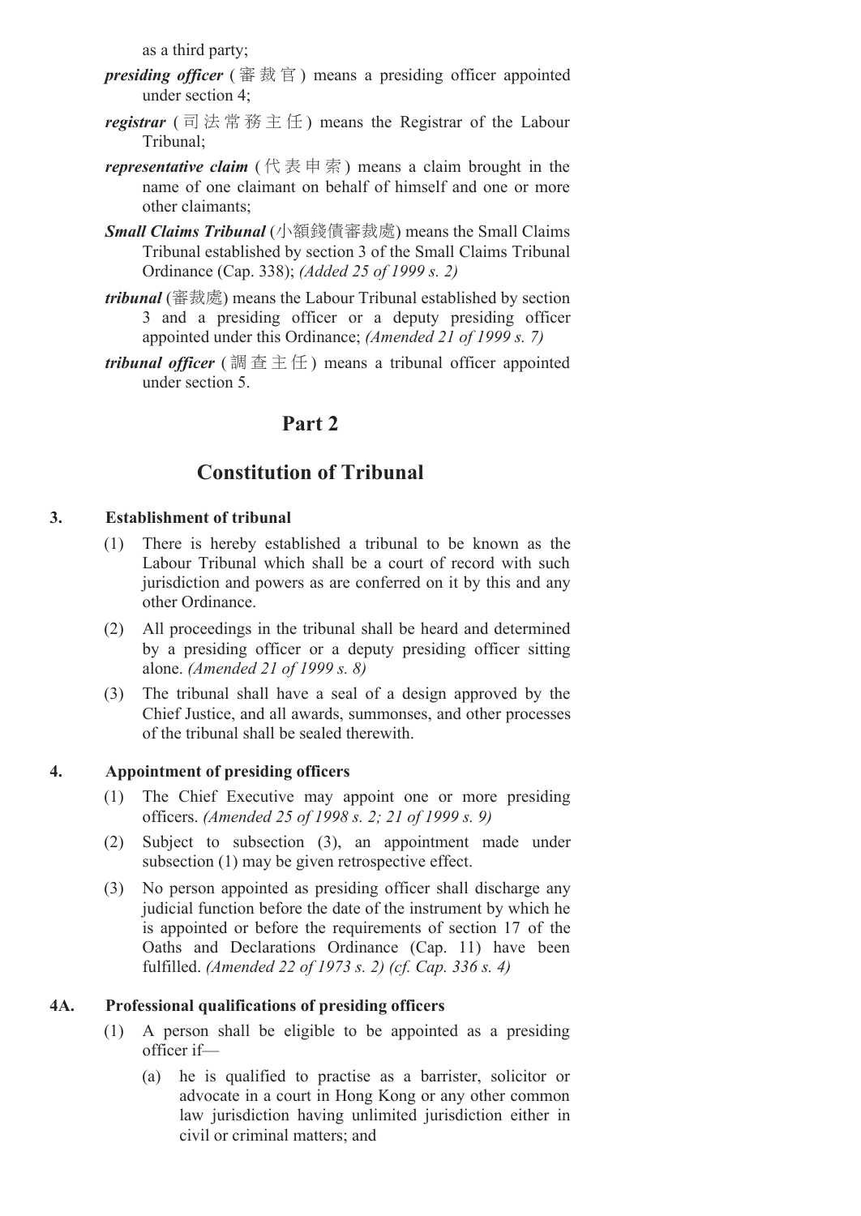as a third party;

***presiding officer*** (審裁官) means a presiding officer appointed under section 4;

***registrar*** (司法常務主任) means the Registrar of the Labour Tribunal;

***representative claim*** (代表申索) means a claim brought in the name of one claimant on behalf of himself and one or more other claimants;

***Small Claims Tribunal*** (小額錢債審裁處) means the Small Claims Tribunal established by section 3 of the Small Claims Tribunal Ordinance (Cap. 338); *(Added 25 of 1999 s. 2)*

***tribunal*** (審裁處) means the Labour Tribunal established by section 3 and a presiding officer or a deputy presiding officer appointed under this Ordinance; *(Amended 21 of 1999 s. 7)*

***tribunal officer*** (調查主任) means a tribunal officer appointed under section 5.

## Part 2

## Constitution of Tribunal

### 3. Establishment of tribunal

(1) There is hereby established a tribunal to be known as the Labour Tribunal which shall be a court of record with such jurisdiction and powers as are conferred on it by this and any other Ordinance.

(2) All proceedings in the tribunal shall be heard and determined by a presiding officer or a deputy presiding officer sitting alone. *(Amended 21 of 1999 s. 8)*

(3) The tribunal shall have a seal of a design approved by the Chief Justice, and all awards, summonses, and other processes of the tribunal shall be sealed therewith.

### 4. Appointment of presiding officers

(1) The Chief Executive may appoint one or more presiding officers. *(Amended 25 of 1998 s. 2; 21 of 1999 s. 9)*

(2) Subject to subsection (3), an appointment made under subsection (1) may be given retrospective effect.

(3) No person appointed as presiding officer shall discharge any judicial function before the date of the instrument by which he is appointed or before the requirements of section 17 of the Oaths and Declarations Ordinance (Cap. 11) have been fulfilled. *(Amended 22 of 1973 s. 2) (cf. Cap. 336 s. 4)*

### 4A. Professional qualifications of presiding officers

(1) A person shall be eligible to be appointed as a presiding officer if—

(a) he is qualified to practise as a barrister, solicitor or advocate in a court in Hong Kong or any other common law jurisdiction having unlimited jurisdiction either in civil or criminal matters; and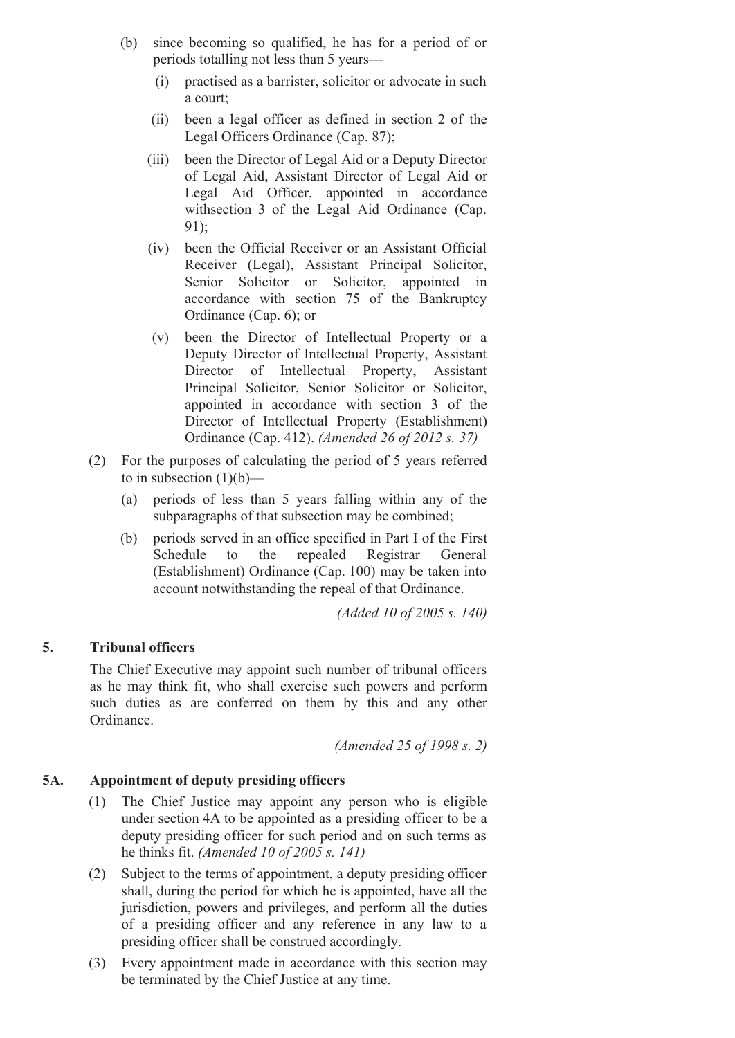(b) since becoming so qualified, he has for a period of or periods totalling not less than 5 years—

   (i) practised as a barrister, solicitor or advocate in such a court;

   (ii) been a legal officer as defined in section 2 of the Legal Officers Ordinance (Cap. 87);

   (iii) been the Director of Legal Aid or a Deputy Director of Legal Aid, Assistant Director of Legal Aid or Legal Aid Officer, appointed in accordance withsection 3 of the Legal Aid Ordinance (Cap. 91);

   (iv) been the Official Receiver or an Assistant Official Receiver (Legal), Assistant Principal Solicitor, Senior Solicitor or Solicitor, appointed in accordance with section 75 of the Bankruptcy Ordinance (Cap. 6); or

   (v) been the Director of Intellectual Property or a Deputy Director of Intellectual Property, Assistant Director of Intellectual Property, Assistant Principal Solicitor, Senior Solicitor or Solicitor, appointed in accordance with section 3 of the Director of Intellectual Property (Establishment) Ordinance (Cap. 412). *(Amended 26 of 2012 s. 37)*

(2) For the purposes of calculating the period of 5 years referred to in subsection (1)(b)—

   (a) periods of less than 5 years falling within any of the subparagraphs of that subsection may be combined;

   (b) periods served in an office specified in Part I of the First Schedule to the repealed Registrar General (Establishment) Ordinance (Cap. 100) may be taken into account notwithstanding the repeal of that Ordinance.

*(Added 10 of 2005 s. 140)*

## 5. Tribunal officers

The Chief Executive may appoint such number of tribunal officers as he may think fit, who shall exercise such powers and perform such duties as are conferred on them by this and any other Ordinance.

*(Amended 25 of 1998 s. 2)*

## 5A. Appointment of deputy presiding officers

(1) The Chief Justice may appoint any person who is eligible under section 4A to be appointed as a presiding officer to be a deputy presiding officer for such period and on such terms as he thinks fit. *(Amended 10 of 2005 s. 141)*

(2) Subject to the terms of appointment, a deputy presiding officer shall, during the period for which he is appointed, have all the jurisdiction, powers and privileges, and perform all the duties of a presiding officer and any reference in any law to a presiding officer shall be construed accordingly.

(3) Every appointment made in accordance with this section may be terminated by the Chief Justice at any time.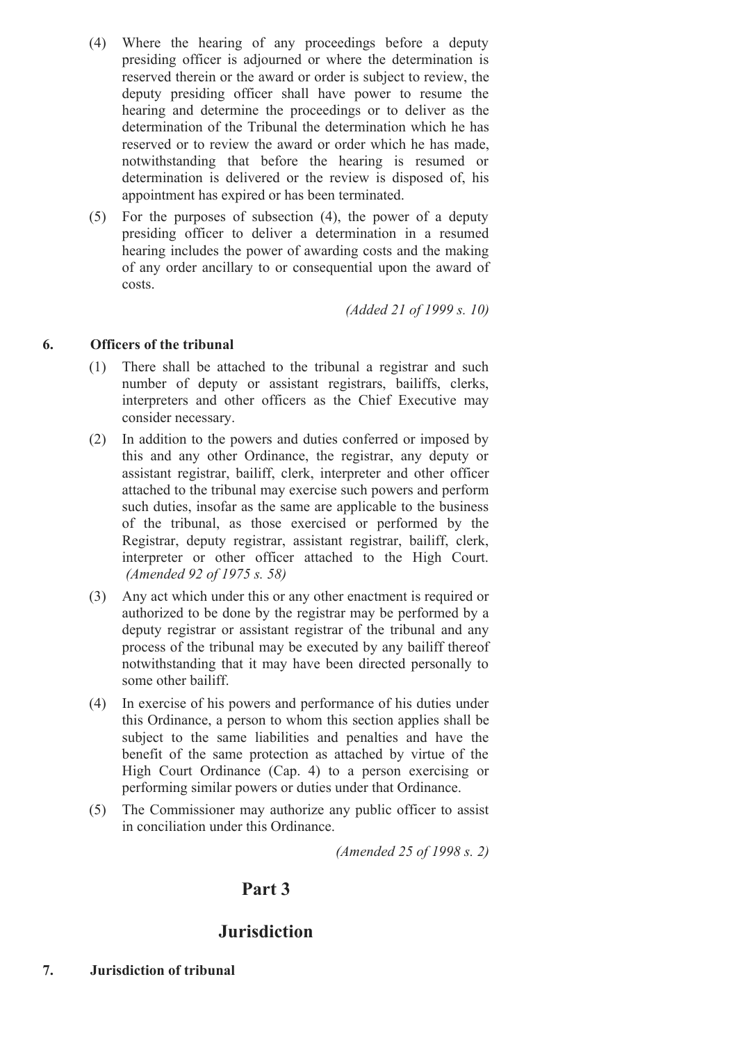(4) Where the hearing of any proceedings before a deputy presiding officer is adjourned or where the determination is reserved therein or the award or order is subject to review, the deputy presiding officer shall have power to resume the hearing and determine the proceedings or to deliver as the determination of the Tribunal the determination which he has reserved or to review the award or order which he has made, notwithstanding that before the hearing is resumed or determination is delivered or the review is disposed of, his appointment has expired or has been terminated.

(5) For the purposes of subsection (4), the power of a deputy presiding officer to deliver a determination in a resumed hearing includes the power of awarding costs and the making of any order ancillary to or consequential upon the award of costs.

*(Added 21 of 1999 s. 10)*

**6. Officers of the tribunal**

(1) There shall be attached to the tribunal a registrar and such number of deputy or assistant registrars, bailiffs, clerks, interpreters and other officers as the Chief Executive may consider necessary.

(2) In addition to the powers and duties conferred or imposed by this and any other Ordinance, the registrar, any deputy or assistant registrar, bailiff, clerk, interpreter and other officer attached to the tribunal may exercise such powers and perform such duties, insofar as the same are applicable to the business of the tribunal, as those exercised or performed by the Registrar, deputy registrar, assistant registrar, bailiff, clerk, interpreter or other officer attached to the High Court. *(Amended 92 of 1975 s. 58)*

(3) Any act which under this or any other enactment is required or authorized to be done by the registrar may be performed by a deputy registrar or assistant registrar of the tribunal and any process of the tribunal may be executed by any bailiff thereof notwithstanding that it may have been directed personally to some other bailiff.

(4) In exercise of his powers and performance of his duties under this Ordinance, a person to whom this section applies shall be subject to the same liabilities and penalties and have the benefit of the same protection as attached by virtue of the High Court Ordinance (Cap. 4) to a person exercising or performing similar powers or duties under that Ordinance.

(5) The Commissioner may authorize any public officer to assist in conciliation under this Ordinance.

*(Amended 25 of 1998 s. 2)*

## Part 3

## Jurisdiction

**7. Jurisdiction of tribunal**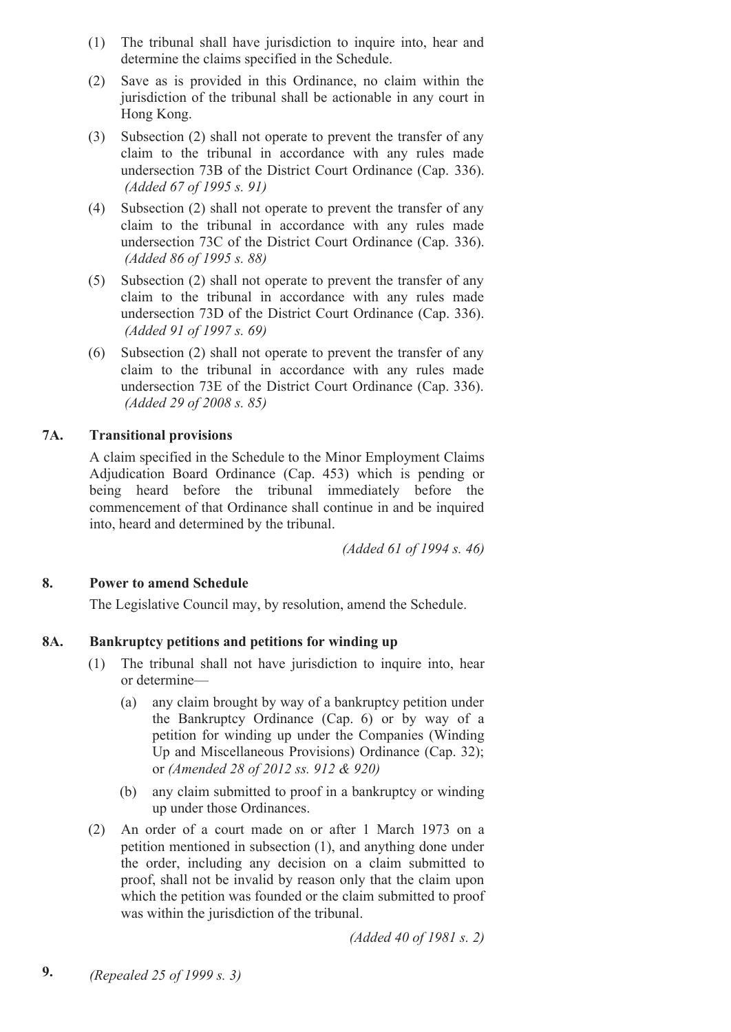(1) The tribunal shall have jurisdiction to inquire into, hear and determine the claims specified in the Schedule.

(2) Save as is provided in this Ordinance, no claim within the jurisdiction of the tribunal shall be actionable in any court in Hong Kong.

(3) Subsection (2) shall not operate to prevent the transfer of any claim to the tribunal in accordance with any rules made undersection 73B of the District Court Ordinance (Cap. 336). *(Added 67 of 1995 s. 91)*

(4) Subsection (2) shall not operate to prevent the transfer of any claim to the tribunal in accordance with any rules made undersection 73C of the District Court Ordinance (Cap. 336). *(Added 86 of 1995 s. 88)*

(5) Subsection (2) shall not operate to prevent the transfer of any claim to the tribunal in accordance with any rules made undersection 73D of the District Court Ordinance (Cap. 336). *(Added 91 of 1997 s. 69)*

(6) Subsection (2) shall not operate to prevent the transfer of any claim to the tribunal in accordance with any rules made undersection 73E of the District Court Ordinance (Cap. 336). *(Added 29 of 2008 s. 85)*

### 7A. Transitional provisions

A claim specified in the Schedule to the Minor Employment Claims Adjudication Board Ordinance (Cap. 453) which is pending or being heard before the tribunal immediately before the commencement of that Ordinance shall continue in and be inquired into, heard and determined by the tribunal.

*(Added 61 of 1994 s. 46)*

### 8. Power to amend Schedule

The Legislative Council may, by resolution, amend the Schedule.

### 8A. Bankruptcy petitions and petitions for winding up

(1) The tribunal shall not have jurisdiction to inquire into, hear or determine—

(a) any claim brought by way of a bankruptcy petition under the Bankruptcy Ordinance (Cap. 6) or by way of a petition for winding up under the Companies (Winding Up and Miscellaneous Provisions) Ordinance (Cap. 32); or *(Amended 28 of 2012 ss. 912 & 920)*

(b) any claim submitted to proof in a bankruptcy or winding up under those Ordinances.

(2) An order of a court made on or after 1 March 1973 on a petition mentioned in subsection (1), and anything done under the order, including any decision on a claim submitted to proof, shall not be invalid by reason only that the claim upon which the petition was founded or the claim submitted to proof was within the jurisdiction of the tribunal.

*(Added 40 of 1981 s. 2)*

### 9. *(Repealed 25 of 1999 s. 3)*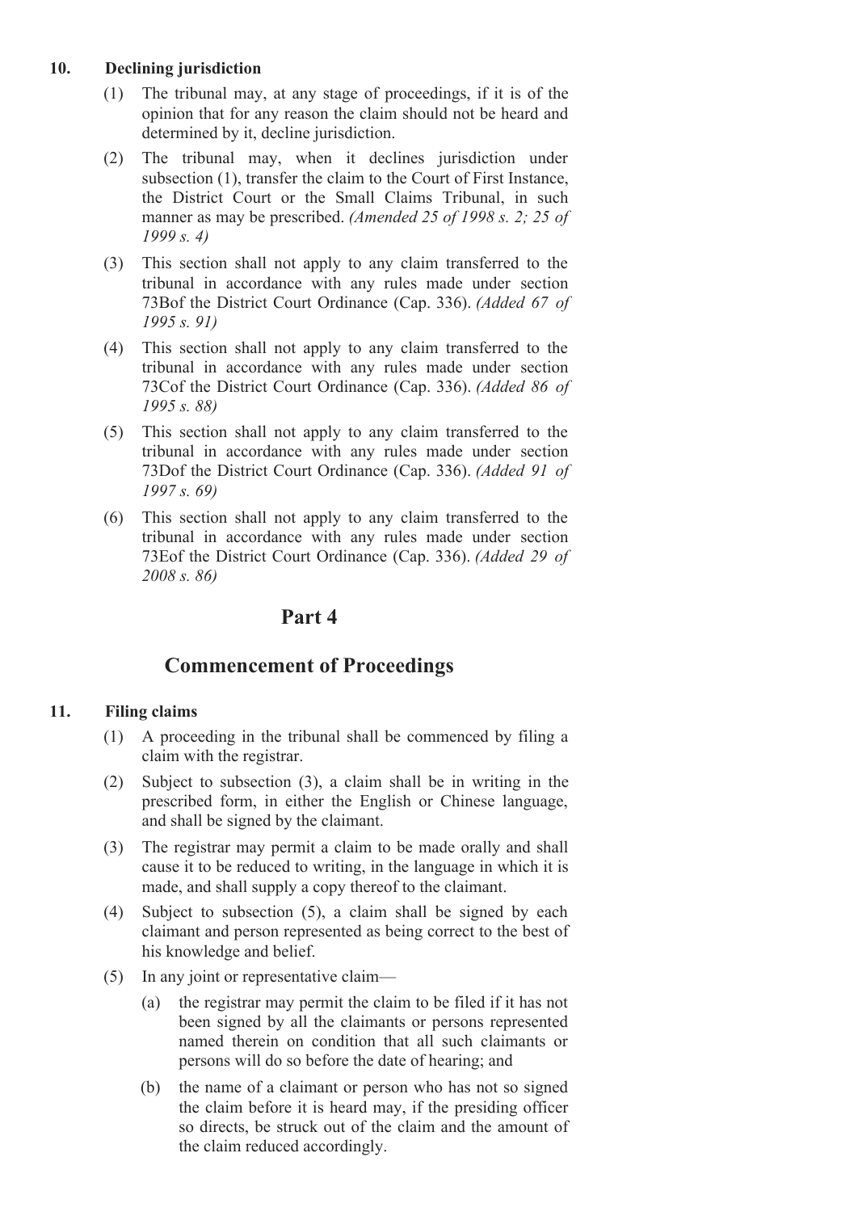**10. Declining jurisdiction**

(1) The tribunal may, at any stage of proceedings, if it is of the opinion that for any reason the claim should not be heard and determined by it, decline jurisdiction.

(2) The tribunal may, when it declines jurisdiction under subsection (1), transfer the claim to the Court of First Instance, the District Court or the Small Claims Tribunal, in such manner as may be prescribed. *(Amended 25 of 1998 s. 2; 25 of 1999 s. 4)*

(3) This section shall not apply to any claim transferred to the tribunal in accordance with any rules made under section 73Bof the District Court Ordinance (Cap. 336). *(Added 67 of 1995 s. 91)*

(4) This section shall not apply to any claim transferred to the tribunal in accordance with any rules made under section 73Cof the District Court Ordinance (Cap. 336). *(Added 86 of 1995 s. 88)*

(5) This section shall not apply to any claim transferred to the tribunal in accordance with any rules made under section 73Dof the District Court Ordinance (Cap. 336). *(Added 91 of 1997 s. 69)*

(6) This section shall not apply to any claim transferred to the tribunal in accordance with any rules made under section 73Eof the District Court Ordinance (Cap. 336). *(Added 29 of 2008 s. 86)*

## Part 4

## Commencement of Proceedings

**11. Filing claims**

(1) A proceeding in the tribunal shall be commenced by filing a claim with the registrar.

(2) Subject to subsection (3), a claim shall be in writing in the prescribed form, in either the English or Chinese language, and shall be signed by the claimant.

(3) The registrar may permit a claim to be made orally and shall cause it to be reduced to writing, in the language in which it is made, and shall supply a copy thereof to the claimant.

(4) Subject to subsection (5), a claim shall be signed by each claimant and person represented as being correct to the best of his knowledge and belief.

(5) In any joint or representative claim—

(a) the registrar may permit the claim to be filed if it has not been signed by all the claimants or persons represented named therein on condition that all such claimants or persons will do so before the date of hearing; and

(b) the name of a claimant or person who has not so signed the claim before it is heard may, if the presiding officer so directs, be struck out of the claim and the amount of the claim reduced accordingly.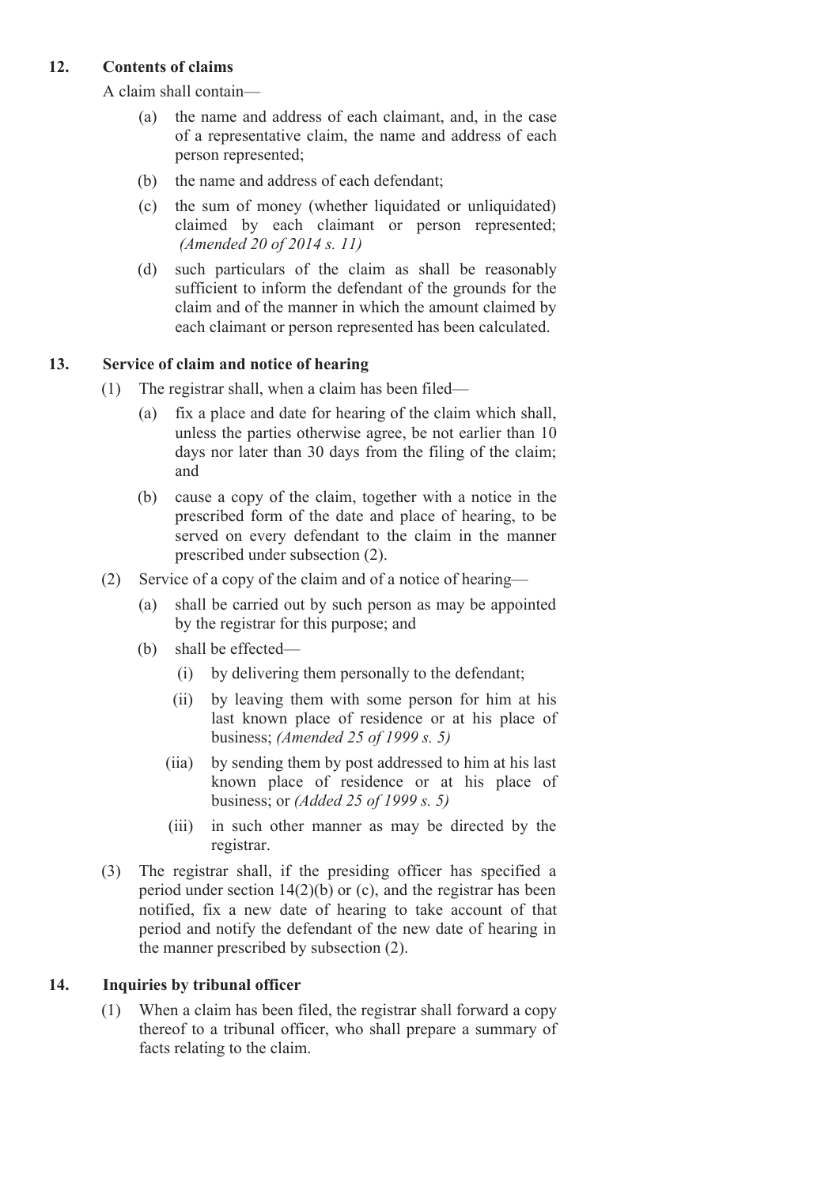## 12. Contents of claims

A claim shall contain—

(a) the name and address of each claimant, and, in the case of a representative claim, the name and address of each person represented;

(b) the name and address of each defendant;

(c) the sum of money (whether liquidated or unliquidated) claimed by each claimant or person represented; *(Amended 20 of 2014 s. 11)*

(d) such particulars of the claim as shall be reasonably sufficient to inform the defendant of the grounds for the claim and of the manner in which the amount claimed by each claimant or person represented has been calculated.

## 13. Service of claim and notice of hearing

(1) The registrar shall, when a claim has been filed—

(a) fix a place and date for hearing of the claim which shall, unless the parties otherwise agree, be not earlier than 10 days nor later than 30 days from the filing of the claim; and

(b) cause a copy of the claim, together with a notice in the prescribed form of the date and place of hearing, to be served on every defendant to the claim in the manner prescribed under subsection (2).

(2) Service of a copy of the claim and of a notice of hearing—

(a) shall be carried out by such person as may be appointed by the registrar for this purpose; and

(b) shall be effected—

(i) by delivering them personally to the defendant;

(ii) by leaving them with some person for him at his last known place of residence or at his place of business; *(Amended 25 of 1999 s. 5)*

(iia) by sending them by post addressed to him at his last known place of residence or at his place of business; or *(Added 25 of 1999 s. 5)*

(iii) in such other manner as may be directed by the registrar.

(3) The registrar shall, if the presiding officer has specified a period under section 14(2)(b) or (c), and the registrar has been notified, fix a new date of hearing to take account of that period and notify the defendant of the new date of hearing in the manner prescribed by subsection (2).

## 14. Inquiries by tribunal officer

(1) When a claim has been filed, the registrar shall forward a copy thereof to a tribunal officer, who shall prepare a summary of facts relating to the claim.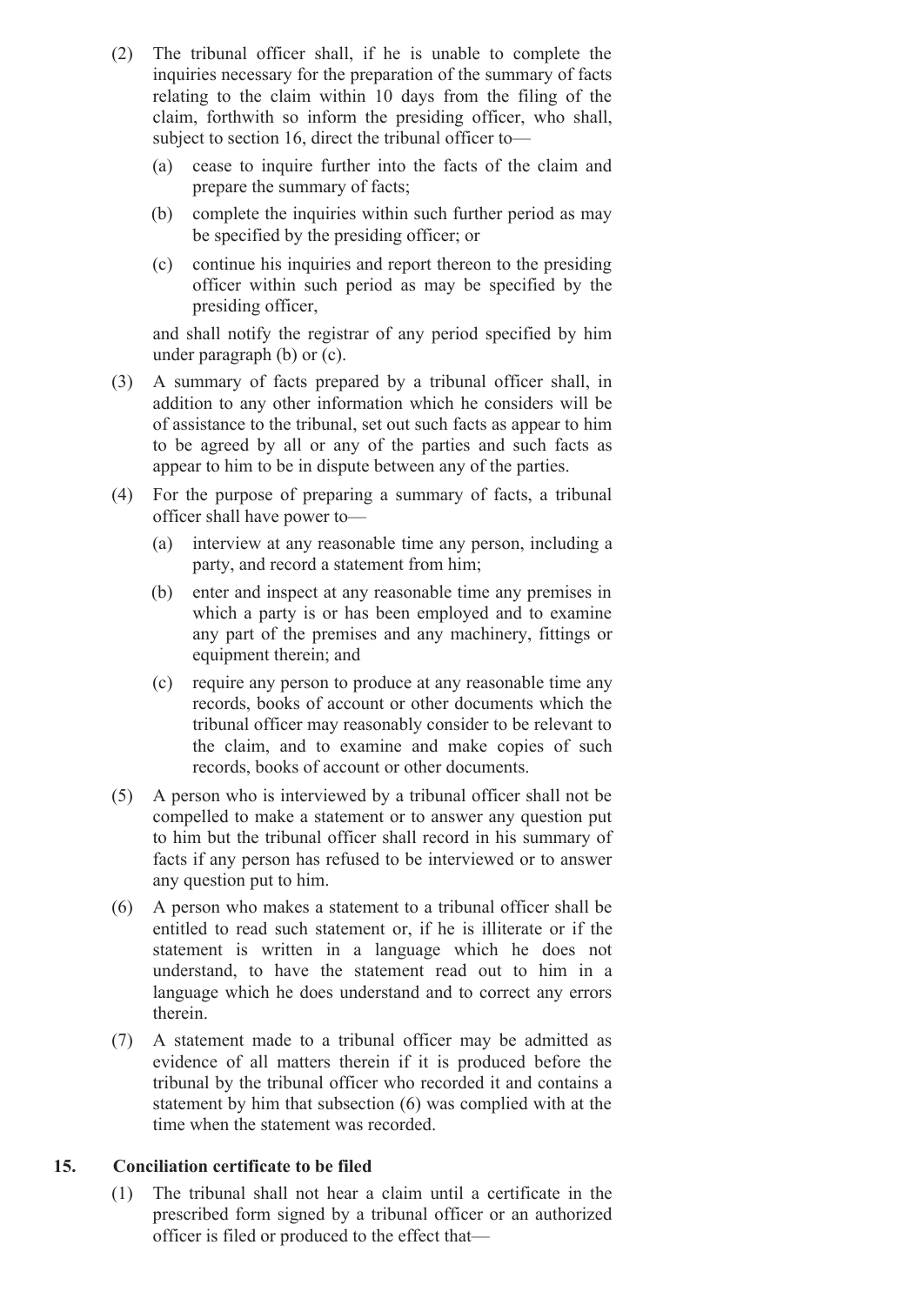(2) The tribunal officer shall, if he is unable to complete the inquiries necessary for the preparation of the summary of facts relating to the claim within 10 days from the filing of the claim, forthwith so inform the presiding officer, who shall, subject to section 16, direct the tribunal officer to—

 (a) cease to inquire further into the facts of the claim and prepare the summary of facts;

 (b) complete the inquiries within such further period as may be specified by the presiding officer; or

 (c) continue his inquiries and report thereon to the presiding officer within such period as may be specified by the presiding officer,

 and shall notify the registrar of any period specified by him under paragraph (b) or (c).

(3) A summary of facts prepared by a tribunal officer shall, in addition to any other information which he considers will be of assistance to the tribunal, set out such facts as appear to him to be agreed by all or any of the parties and such facts as appear to him to be in dispute between any of the parties.

(4) For the purpose of preparing a summary of facts, a tribunal officer shall have power to—

 (a) interview at any reasonable time any person, including a party, and record a statement from him;

 (b) enter and inspect at any reasonable time any premises in which a party is or has been employed and to examine any part of the premises and any machinery, fittings or equipment therein; and

 (c) require any person to produce at any reasonable time any records, books of account or other documents which the tribunal officer may reasonably consider to be relevant to the claim, and to examine and make copies of such records, books of account or other documents.

(5) A person who is interviewed by a tribunal officer shall not be compelled to make a statement or to answer any question put to him but the tribunal officer shall record in his summary of facts if any person has refused to be interviewed or to answer any question put to him.

(6) A person who makes a statement to a tribunal officer shall be entitled to read such statement or, if he is illiterate or if the statement is written in a language which he does not understand, to have the statement read out to him in a language which he does understand and to correct any errors therein.

(7) A statement made to a tribunal officer may be admitted as evidence of all matters therein if it is produced before the tribunal by the tribunal officer who recorded it and contains a statement by him that subsection (6) was complied with at the time when the statement was recorded.

## 15. Conciliation certificate to be filed

(1) The tribunal shall not hear a claim until a certificate in the prescribed form signed by a tribunal officer or an authorized officer is filed or produced to the effect that—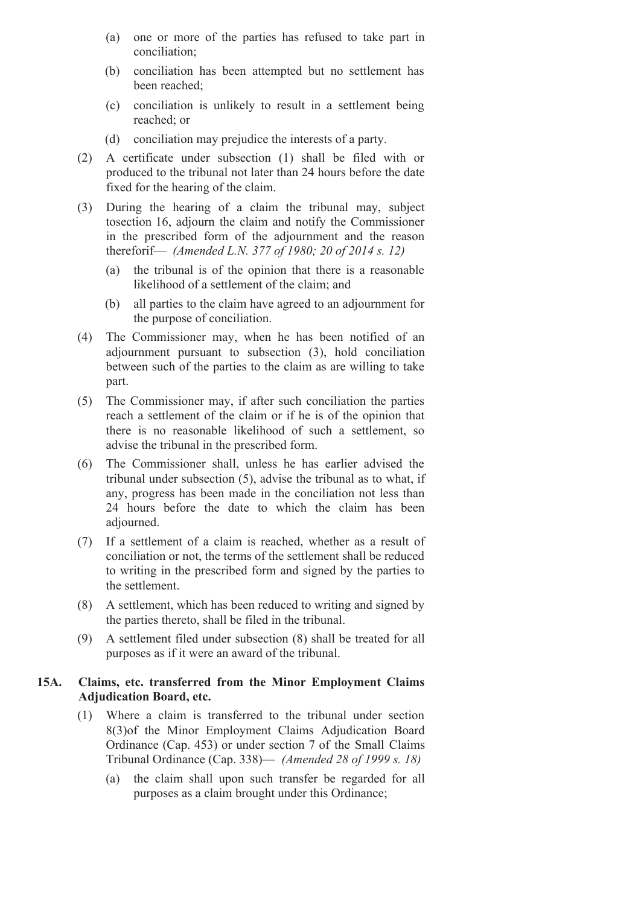(a) one or more of the parties has refused to take part in conciliation;

(b) conciliation has been attempted but no settlement has been reached;

(c) conciliation is unlikely to result in a settlement being reached; or

(d) conciliation may prejudice the interests of a party.

(2) A certificate under subsection (1) shall be filed with or produced to the tribunal not later than 24 hours before the date fixed for the hearing of the claim.

(3) During the hearing of a claim the tribunal may, subject tosection 16, adjourn the claim and notify the Commissioner in the prescribed form of the adjournment and the reason thereforif— *(Amended L.N. 377 of 1980; 20 of 2014 s. 12)*

(a) the tribunal is of the opinion that there is a reasonable likelihood of a settlement of the claim; and

(b) all parties to the claim have agreed to an adjournment for the purpose of conciliation.

(4) The Commissioner may, when he has been notified of an adjournment pursuant to subsection (3), hold conciliation between such of the parties to the claim as are willing to take part.

(5) The Commissioner may, if after such conciliation the parties reach a settlement of the claim or if he is of the opinion that there is no reasonable likelihood of such a settlement, so advise the tribunal in the prescribed form.

(6) The Commissioner shall, unless he has earlier advised the tribunal under subsection (5), advise the tribunal as to what, if any, progress has been made in the conciliation not less than 24 hours before the date to which the claim has been adjourned.

(7) If a settlement of a claim is reached, whether as a result of conciliation or not, the terms of the settlement shall be reduced to writing in the prescribed form and signed by the parties to the settlement.

(8) A settlement, which has been reduced to writing and signed by the parties thereto, shall be filed in the tribunal.

(9) A settlement filed under subsection (8) shall be treated for all purposes as if it were an award of the tribunal.

### 15A. Claims, etc. transferred from the Minor Employment Claims Adjudication Board, etc.

(1) Where a claim is transferred to the tribunal under section 8(3)of the Minor Employment Claims Adjudication Board Ordinance (Cap. 453) or under section 7 of the Small Claims Tribunal Ordinance (Cap. 338)— *(Amended 28 of 1999 s. 18)*

(a) the claim shall upon such transfer be regarded for all purposes as a claim brought under this Ordinance;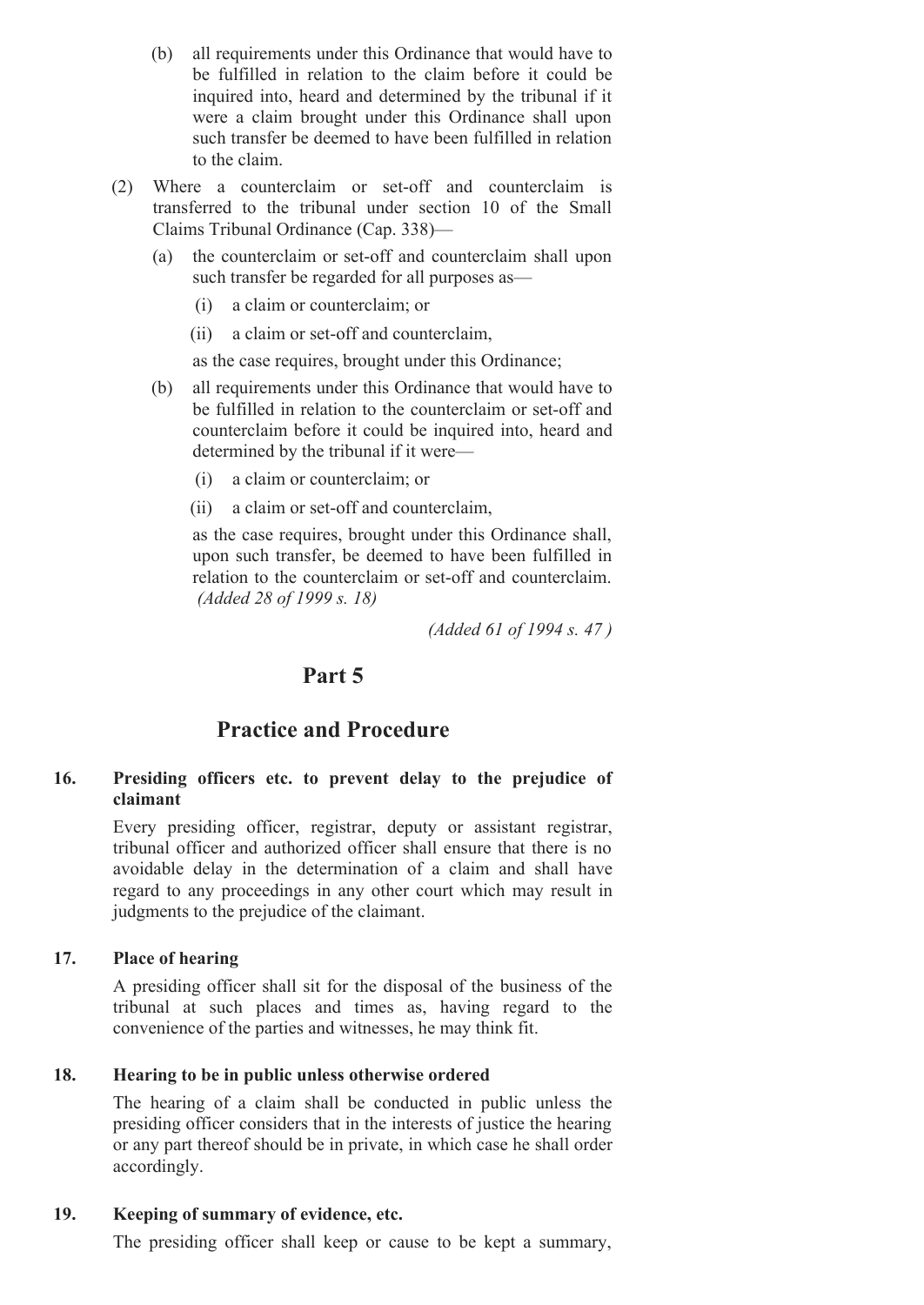(b) all requirements under this Ordinance that would have to be fulfilled in relation to the claim before it could be inquired into, heard and determined by the tribunal if it were a claim brought under this Ordinance shall upon such transfer be deemed to have been fulfilled in relation to the claim.

(2) Where a counterclaim or set-off and counterclaim is transferred to the tribunal under section 10 of the Small Claims Tribunal Ordinance (Cap. 338)—

(a) the counterclaim or set-off and counterclaim shall upon such transfer be regarded for all purposes as—

(i) a claim or counterclaim; or

(ii) a claim or set-off and counterclaim,

as the case requires, brought under this Ordinance;

(b) all requirements under this Ordinance that would have to be fulfilled in relation to the counterclaim or set-off and counterclaim before it could be inquired into, heard and determined by the tribunal if it were—

(i) a claim or counterclaim; or

(ii) a claim or set-off and counterclaim,

as the case requires, brought under this Ordinance shall, upon such transfer, be deemed to have been fulfilled in relation to the counterclaim or set-off and counterclaim. *(Added 28 of 1999 s. 18)*

*(Added 61 of 1994 s. 47 )*

## Part 5

## Practice and Procedure

### 16. Presiding officers etc. to prevent delay to the prejudice of claimant

Every presiding officer, registrar, deputy or assistant registrar, tribunal officer and authorized officer shall ensure that there is no avoidable delay in the determination of a claim and shall have regard to any proceedings in any other court which may result in judgments to the prejudice of the claimant.

### 17. Place of hearing

A presiding officer shall sit for the disposal of the business of the tribunal at such places and times as, having regard to the convenience of the parties and witnesses, he may think fit.

### 18. Hearing to be in public unless otherwise ordered

The hearing of a claim shall be conducted in public unless the presiding officer considers that in the interests of justice the hearing or any part thereof should be in private, in which case he shall order accordingly.

### 19. Keeping of summary of evidence, etc.

The presiding officer shall keep or cause to be kept a summary,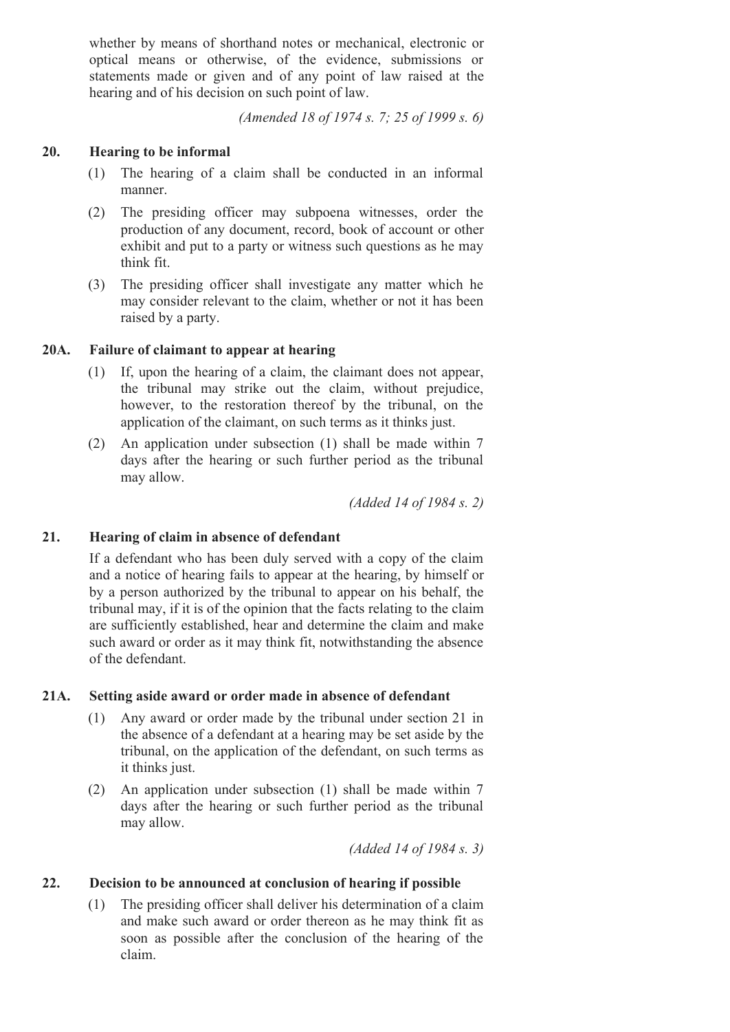whether by means of shorthand notes or mechanical, electronic or optical means or otherwise, of the evidence, submissions or statements made or given and of any point of law raised at the hearing and of his decision on such point of law.

*(Amended 18 of 1974 s. 7; 25 of 1999 s. 6)*

### 20. Hearing to be informal

(1) The hearing of a claim shall be conducted in an informal manner.

(2) The presiding officer may subpoena witnesses, order the production of any document, record, book of account or other exhibit and put to a party or witness such questions as he may think fit.

(3) The presiding officer shall investigate any matter which he may consider relevant to the claim, whether or not it has been raised by a party.

### 20A. Failure of claimant to appear at hearing

(1) If, upon the hearing of a claim, the claimant does not appear, the tribunal may strike out the claim, without prejudice, however, to the restoration thereof by the tribunal, on the application of the claimant, on such terms as it thinks just.

(2) An application under subsection (1) shall be made within 7 days after the hearing or such further period as the tribunal may allow.

*(Added 14 of 1984 s. 2)*

### 21. Hearing of claim in absence of defendant

If a defendant who has been duly served with a copy of the claim and a notice of hearing fails to appear at the hearing, by himself or by a person authorized by the tribunal to appear on his behalf, the tribunal may, if it is of the opinion that the facts relating to the claim are sufficiently established, hear and determine the claim and make such award or order as it may think fit, notwithstanding the absence of the defendant.

### 21A. Setting aside award or order made in absence of defendant

(1) Any award or order made by the tribunal under section 21 in the absence of a defendant at a hearing may be set aside by the tribunal, on the application of the defendant, on such terms as it thinks just.

(2) An application under subsection (1) shall be made within 7 days after the hearing or such further period as the tribunal may allow.

*(Added 14 of 1984 s. 3)*

### 22. Decision to be announced at conclusion of hearing if possible

(1) The presiding officer shall deliver his determination of a claim and make such award or order thereon as he may think fit as soon as possible after the conclusion of the hearing of the claim.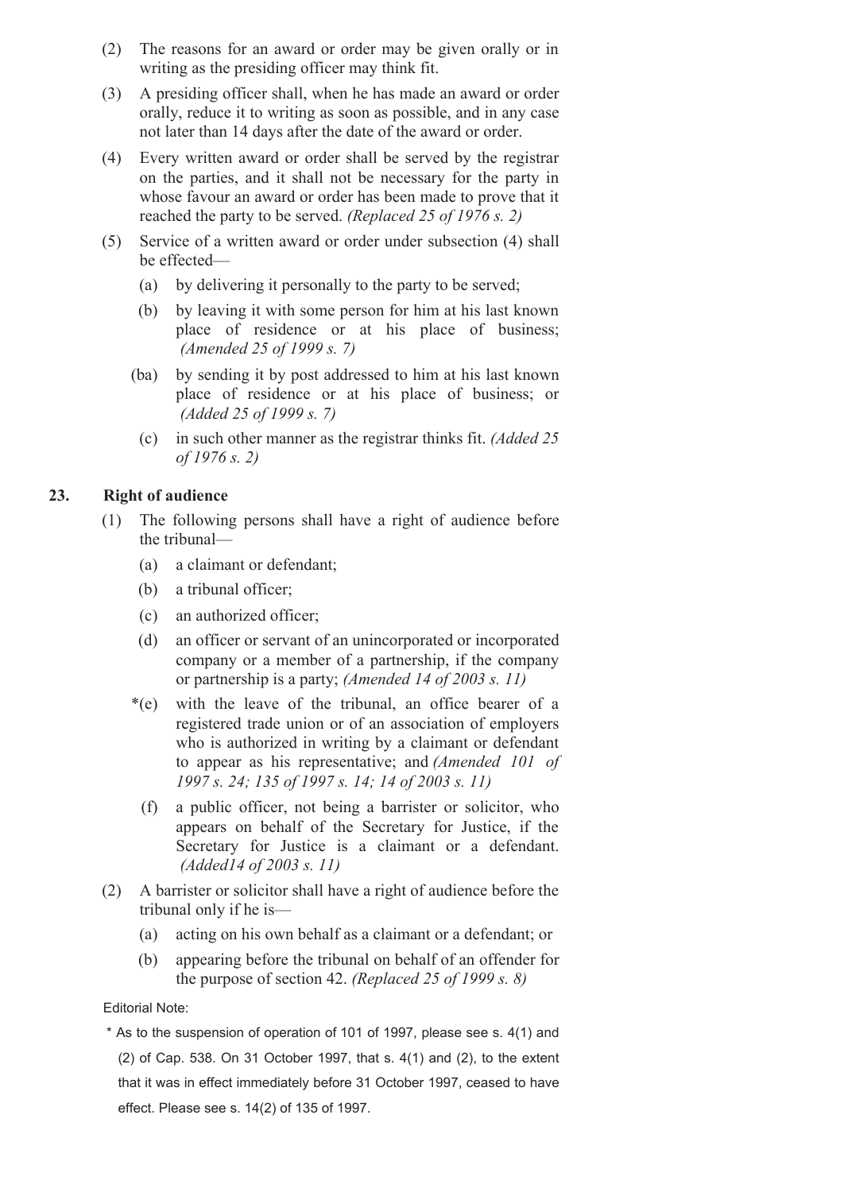(2) The reasons for an award or order may be given orally or in writing as the presiding officer may think fit.

(3) A presiding officer shall, when he has made an award or order orally, reduce it to writing as soon as possible, and in any case not later than 14 days after the date of the award or order.

(4) Every written award or order shall be served by the registrar on the parties, and it shall not be necessary for the party in whose favour an award or order has been made to prove that it reached the party to be served. *(Replaced 25 of 1976 s. 2)*

(5) Service of a written award or order under subsection (4) shall be effected—

- (a) by delivering it personally to the party to be served;
- (b) by leaving it with some person for him at his last known place of residence or at his place of business; *(Amended 25 of 1999 s. 7)*
- (ba) by sending it by post addressed to him at his last known place of residence or at his place of business; or *(Added 25 of 1999 s. 7)*
- (c) in such other manner as the registrar thinks fit. *(Added 25 of 1976 s. 2)*

## 23. Right of audience

(1) The following persons shall have a right of audience before the tribunal—

- (a) a claimant or defendant;
- (b) a tribunal officer;
- (c) an authorized officer;
- (d) an officer or servant of an unincorporated or incorporated company or a member of a partnership, if the company or partnership is a party; *(Amended 14 of 2003 s. 11)*
- *(e) with the leave of the tribunal, an office bearer of a registered trade union or of an association of employers who is authorized in writing by a claimant or defendant to appear as his representative; and *(Amended 101 of 1997 s. 24; 135 of 1997 s. 14; 14 of 2003 s. 11)*
- (f) a public officer, not being a barrister or solicitor, who appears on behalf of the Secretary for Justice, if the Secretary for Justice is a claimant or a defendant. *(Added14 of 2003 s. 11)*

(2) A barrister or solicitor shall have a right of audience before the tribunal only if he is—

- (a) acting on his own behalf as a claimant or a defendant; or
- (b) appearing before the tribunal on behalf of an offender for the purpose of section 42. *(Replaced 25 of 1999 s. 8)*

Editorial Note:

\* As to the suspension of operation of 101 of 1997, please see s. 4(1) and (2) of Cap. 538. On 31 October 1997, that s. 4(1) and (2), to the extent that it was in effect immediately before 31 October 1997, ceased to have effect. Please see s. 14(2) of 135 of 1997.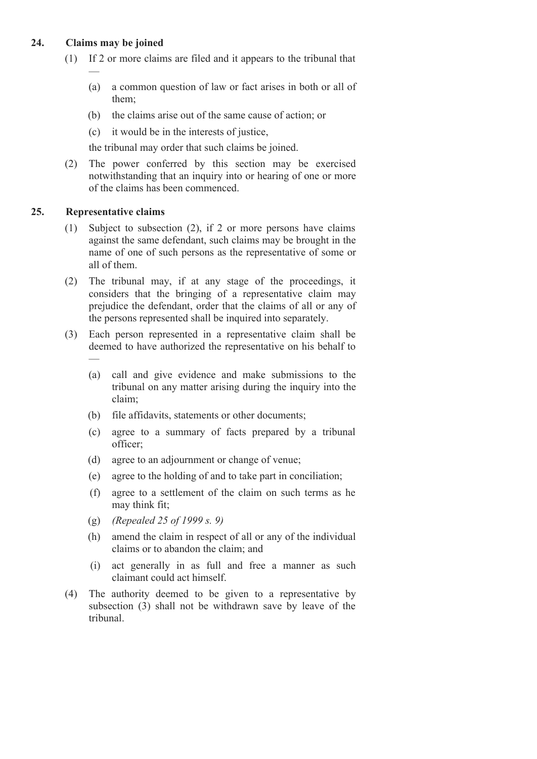**24. Claims may be joined**

(1) If 2 or more claims are filed and it appears to the tribunal that —

(a) a common question of law or fact arises in both or all of them;

(b) the claims arise out of the same cause of action; or

(c) it would be in the interests of justice,

the tribunal may order that such claims be joined.

(2) The power conferred by this section may be exercised notwithstanding that an inquiry into or hearing of one or more of the claims has been commenced.

**25. Representative claims**

(1) Subject to subsection (2), if 2 or more persons have claims against the same defendant, such claims may be brought in the name of one of such persons as the representative of some or all of them.

(2) The tribunal may, if at any stage of the proceedings, it considers that the bringing of a representative claim may prejudice the defendant, order that the claims of all or any of the persons represented shall be inquired into separately.

(3) Each person represented in a representative claim shall be deemed to have authorized the representative on his behalf to —

(a) call and give evidence and make submissions to the tribunal on any matter arising during the inquiry into the claim;

(b) file affidavits, statements or other documents;

(c) agree to a summary of facts prepared by a tribunal officer;

(d) agree to an adjournment or change of venue;

(e) agree to the holding of and to take part in conciliation;

(f) agree to a settlement of the claim on such terms as he may think fit;

(g) *(Repealed 25 of 1999 s. 9)*

(h) amend the claim in respect of all or any of the individual claims or to abandon the claim; and

(i) act generally in as full and free a manner as such claimant could act himself.

(4) The authority deemed to be given to a representative by subsection (3) shall not be withdrawn save by leave of the tribunal.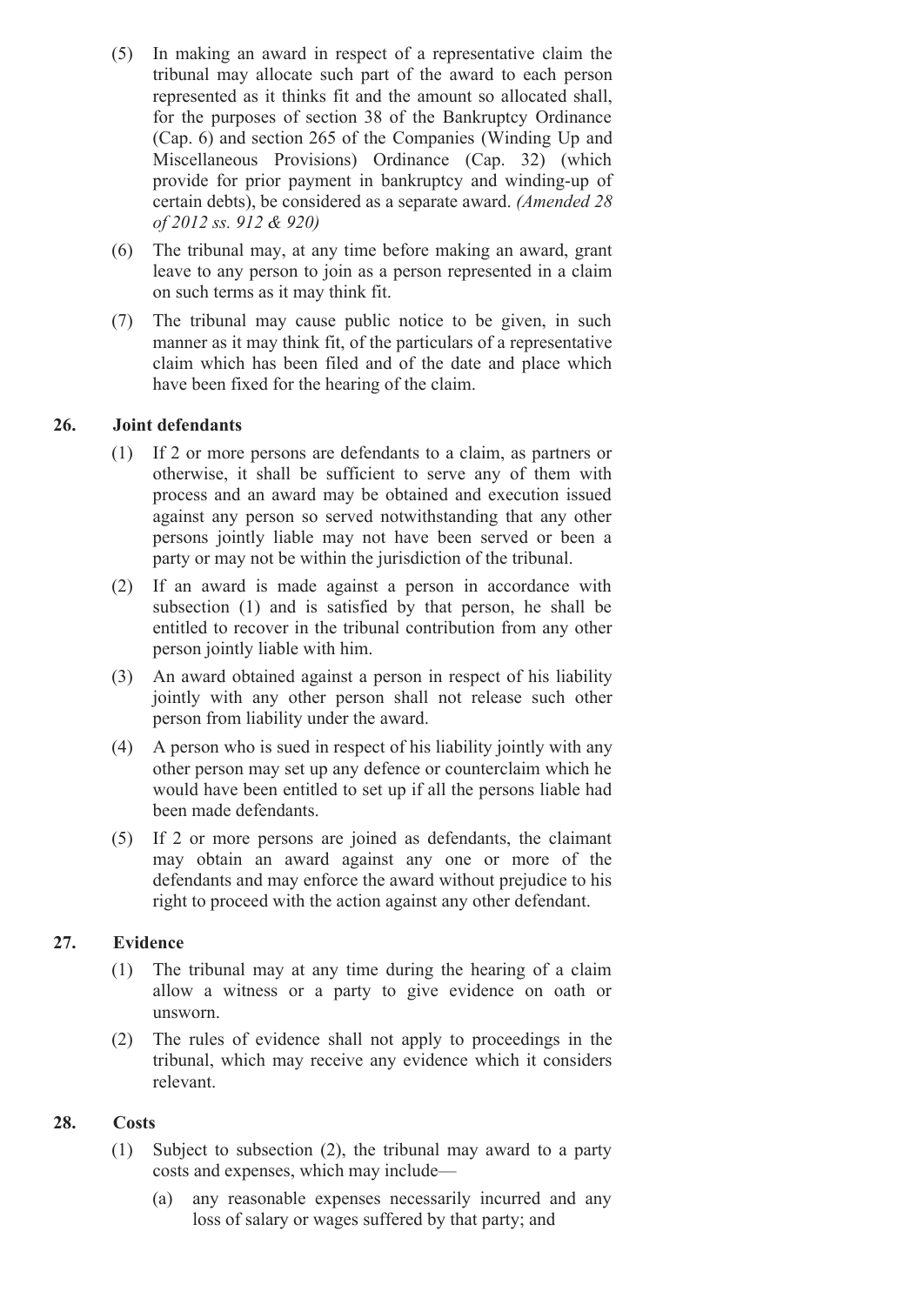(5) In making an award in respect of a representative claim the tribunal may allocate such part of the award to each person represented as it thinks fit and the amount so allocated shall, for the purposes of section 38 of the Bankruptcy Ordinance (Cap. 6) and section 265 of the Companies (Winding Up and Miscellaneous Provisions) Ordinance (Cap. 32) (which provide for prior payment in bankruptcy and winding-up of certain debts), be considered as a separate award. *(Amended 28 of 2012 ss. 912 & 920)*

(6) The tribunal may, at any time before making an award, grant leave to any person to join as a person represented in a claim on such terms as it may think fit.

(7) The tribunal may cause public notice to be given, in such manner as it may think fit, of the particulars of a representative claim which has been filed and of the date and place which have been fixed for the hearing of the claim.

## 26. Joint defendants

(1) If 2 or more persons are defendants to a claim, as partners or otherwise, it shall be sufficient to serve any of them with process and an award may be obtained and execution issued against any person so served notwithstanding that any other persons jointly liable may not have been served or been a party or may not be within the jurisdiction of the tribunal.

(2) If an award is made against a person in accordance with subsection (1) and is satisfied by that person, he shall be entitled to recover in the tribunal contribution from any other person jointly liable with him.

(3) An award obtained against a person in respect of his liability jointly with any other person shall not release such other person from liability under the award.

(4) A person who is sued in respect of his liability jointly with any other person may set up any defence or counterclaim which he would have been entitled to set up if all the persons liable had been made defendants.

(5) If 2 or more persons are joined as defendants, the claimant may obtain an award against any one or more of the defendants and may enforce the award without prejudice to his right to proceed with the action against any other defendant.

## 27. Evidence

(1) The tribunal may at any time during the hearing of a claim allow a witness or a party to give evidence on oath or unsworn.

(2) The rules of evidence shall not apply to proceedings in the tribunal, which may receive any evidence which it considers relevant.

## 28. Costs

(1) Subject to subsection (2), the tribunal may award to a party costs and expenses, which may include—

(a) any reasonable expenses necessarily incurred and any loss of salary or wages suffered by that party; and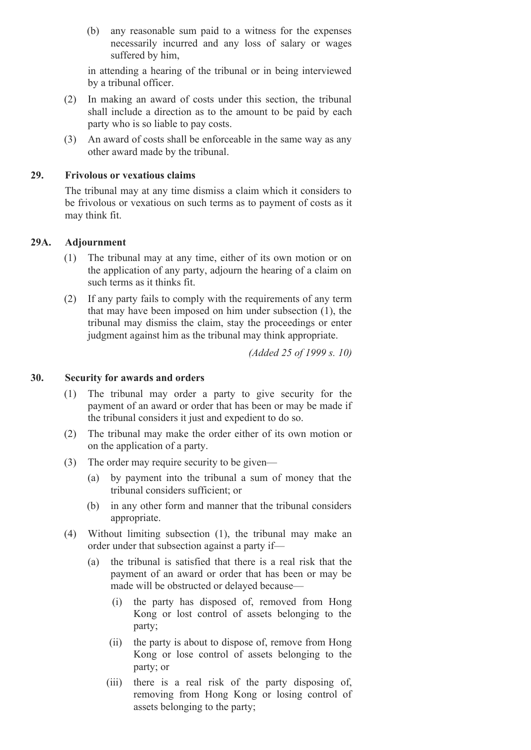(b) any reasonable sum paid to a witness for the expenses necessarily incurred and any loss of salary or wages suffered by him,

in attending a hearing of the tribunal or in being interviewed by a tribunal officer.

(2) In making an award of costs under this section, the tribunal shall include a direction as to the amount to be paid by each party who is so liable to pay costs.

(3) An award of costs shall be enforceable in the same way as any other award made by the tribunal.

### 29. Frivolous or vexatious claims

The tribunal may at any time dismiss a claim which it considers to be frivolous or vexatious on such terms as to payment of costs as it may think fit.

### 29A. Adjournment

(1) The tribunal may at any time, either of its own motion or on the application of any party, adjourn the hearing of a claim on such terms as it thinks fit.

(2) If any party fails to comply with the requirements of any term that may have been imposed on him under subsection (1), the tribunal may dismiss the claim, stay the proceedings or enter judgment against him as the tribunal may think appropriate.

*(Added 25 of 1999 s. 10)*

### 30. Security for awards and orders

(1) The tribunal may order a party to give security for the payment of an award or order that has been or may be made if the tribunal considers it just and expedient to do so.

(2) The tribunal may make the order either of its own motion or on the application of a party.

(3) The order may require security to be given—

(a) by payment into the tribunal a sum of money that the tribunal considers sufficient; or

(b) in any other form and manner that the tribunal considers appropriate.

(4) Without limiting subsection (1), the tribunal may make an order under that subsection against a party if—

(a) the tribunal is satisfied that there is a real risk that the payment of an award or order that has been or may be made will be obstructed or delayed because—

(i) the party has disposed of, removed from Hong Kong or lost control of assets belonging to the party;

(ii) the party is about to dispose of, remove from Hong Kong or lose control of assets belonging to the party; or

(iii) there is a real risk of the party disposing of, removing from Hong Kong or losing control of assets belonging to the party;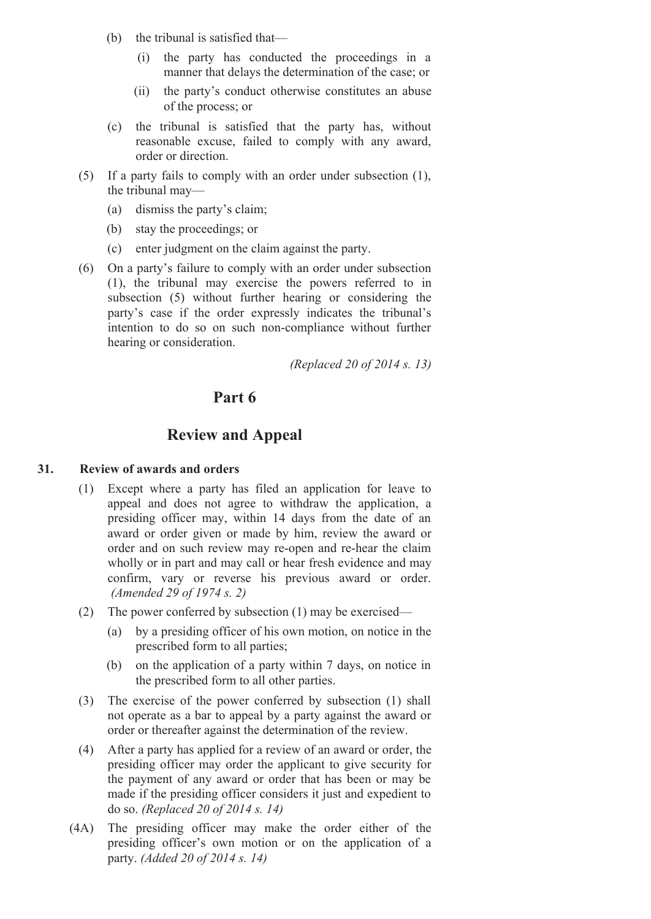(b) the tribunal is satisfied that—

  (i) the party has conducted the proceedings in a manner that delays the determination of the case; or

  (ii) the party's conduct otherwise constitutes an abuse of the process; or

(c) the tribunal is satisfied that the party has, without reasonable excuse, failed to comply with any award, order or direction.

(5) If a party fails to comply with an order under subsection (1), the tribunal may—

  (a) dismiss the party's claim;

  (b) stay the proceedings; or

  (c) enter judgment on the claim against the party.

(6) On a party's failure to comply with an order under subsection (1), the tribunal may exercise the powers referred to in subsection (5) without further hearing or considering the party's case if the order expressly indicates the tribunal's intention to do so on such non-compliance without further hearing or consideration.

*(Replaced 20 of 2014 s. 13)*

# Part 6

# Review and Appeal

### 31. Review of awards and orders

(1) Except where a party has filed an application for leave to appeal and does not agree to withdraw the application, a presiding officer may, within 14 days from the date of an award or order given or made by him, review the award or order and on such review may re-open and re-hear the claim wholly or in part and may call or hear fresh evidence and may confirm, vary or reverse his previous award or order. *(Amended 29 of 1974 s. 2)*

(2) The power conferred by subsection (1) may be exercised—

  (a) by a presiding officer of his own motion, on notice in the prescribed form to all parties;

  (b) on the application of a party within 7 days, on notice in the prescribed form to all other parties.

(3) The exercise of the power conferred by subsection (1) shall not operate as a bar to appeal by a party against the award or order or thereafter against the determination of the review.

(4) After a party has applied for a review of an award or order, the presiding officer may order the applicant to give security for the payment of any award or order that has been or may be made if the presiding officer considers it just and expedient to do so. *(Replaced 20 of 2014 s. 14)*

(4A) The presiding officer may make the order either of the presiding officer's own motion or on the application of a party. *(Added 20 of 2014 s. 14)*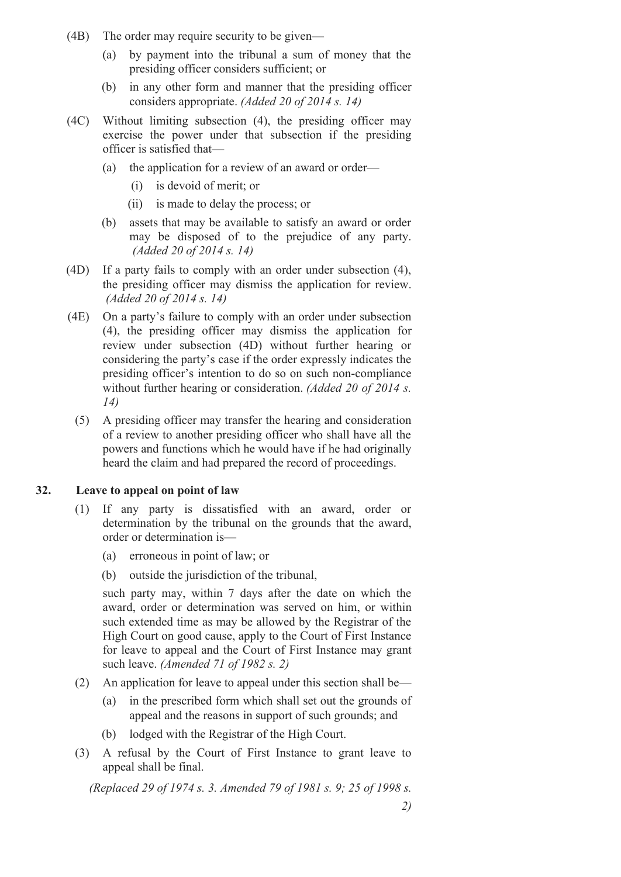(4B) The order may require security to be given—

(a) by payment into the tribunal a sum of money that the presiding officer considers sufficient; or

(b) in any other form and manner that the presiding officer considers appropriate. *(Added 20 of 2014 s. 14)*

(4C) Without limiting subsection (4), the presiding officer may exercise the power under that subsection if the presiding officer is satisfied that—

(a) the application for a review of an award or order—

(i) is devoid of merit; or

(ii) is made to delay the process; or

(b) assets that may be available to satisfy an award or order may be disposed of to the prejudice of any party. *(Added 20 of 2014 s. 14)*

(4D) If a party fails to comply with an order under subsection (4), the presiding officer may dismiss the application for review. *(Added 20 of 2014 s. 14)*

(4E) On a party's failure to comply with an order under subsection (4), the presiding officer may dismiss the application for review under subsection (4D) without further hearing or considering the party's case if the order expressly indicates the presiding officer's intention to do so on such non-compliance without further hearing or consideration. *(Added 20 of 2014 s. 14)*

(5) A presiding officer may transfer the hearing and consideration of a review to another presiding officer who shall have all the powers and functions which he would have if he had originally heard the claim and had prepared the record of proceedings.

## 32. Leave to appeal on point of law

(1) If any party is dissatisfied with an award, order or determination by the tribunal on the grounds that the award, order or determination is—

(a) erroneous in point of law; or

(b) outside the jurisdiction of the tribunal,

such party may, within 7 days after the date on which the award, order or determination was served on him, or within such extended time as may be allowed by the Registrar of the High Court on good cause, apply to the Court of First Instance for leave to appeal and the Court of First Instance may grant such leave. *(Amended 71 of 1982 s. 2)*

(2) An application for leave to appeal under this section shall be—

(a) in the prescribed form which shall set out the grounds of appeal and the reasons in support of such grounds; and

(b) lodged with the Registrar of the High Court.

(3) A refusal by the Court of First Instance to grant leave to appeal shall be final.

*(Replaced 29 of 1974 s. 3. Amended 79 of 1981 s. 9; 25 of 1998 s. 2)*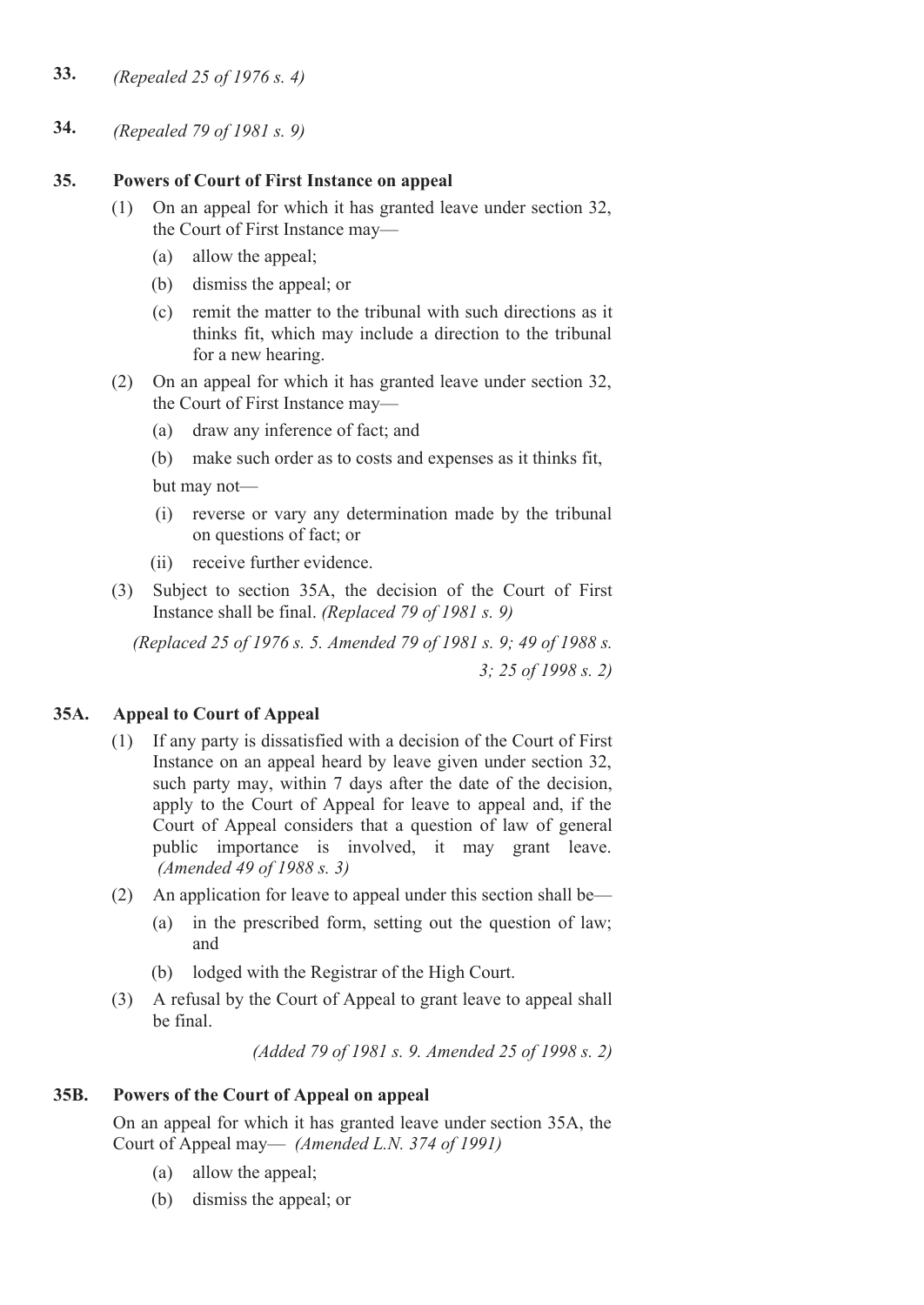**33.** *(Repealed 25 of 1976 s. 4)*

**34.** *(Repealed 79 of 1981 s. 9)*

### 35. Powers of Court of First Instance on appeal

(1) On an appeal for which it has granted leave under section 32, the Court of First Instance may—

- (a) allow the appeal;
- (b) dismiss the appeal; or
- (c) remit the matter to the tribunal with such directions as it thinks fit, which may include a direction to the tribunal for a new hearing.

(2) On an appeal for which it has granted leave under section 32, the Court of First Instance may—

- (a) draw any inference of fact; and
- (b) make such order as to costs and expenses as it thinks fit,

but may not—

- (i) reverse or vary any determination made by the tribunal on questions of fact; or
- (ii) receive further evidence.

(3) Subject to section 35A, the decision of the Court of First Instance shall be final. *(Replaced 79 of 1981 s. 9)*

*(Replaced 25 of 1976 s. 5. Amended 79 of 1981 s. 9; 49 of 1988 s. 3; 25 of 1998 s. 2)*

### 35A. Appeal to Court of Appeal

(1) If any party is dissatisfied with a decision of the Court of First Instance on an appeal heard by leave given under section 32, such party may, within 7 days after the date of the decision, apply to the Court of Appeal for leave to appeal and, if the Court of Appeal considers that a question of law of general public importance is involved, it may grant leave. *(Amended 49 of 1988 s. 3)*

(2) An application for leave to appeal under this section shall be—

- (a) in the prescribed form, setting out the question of law; and
- (b) lodged with the Registrar of the High Court.

(3) A refusal by the Court of Appeal to grant leave to appeal shall be final.

*(Added 79 of 1981 s. 9. Amended 25 of 1998 s. 2)*

### 35B. Powers of the Court of Appeal on appeal

On an appeal for which it has granted leave under section 35A, the Court of Appeal may— *(Amended L.N. 374 of 1991)*

- (a) allow the appeal;
- (b) dismiss the appeal; or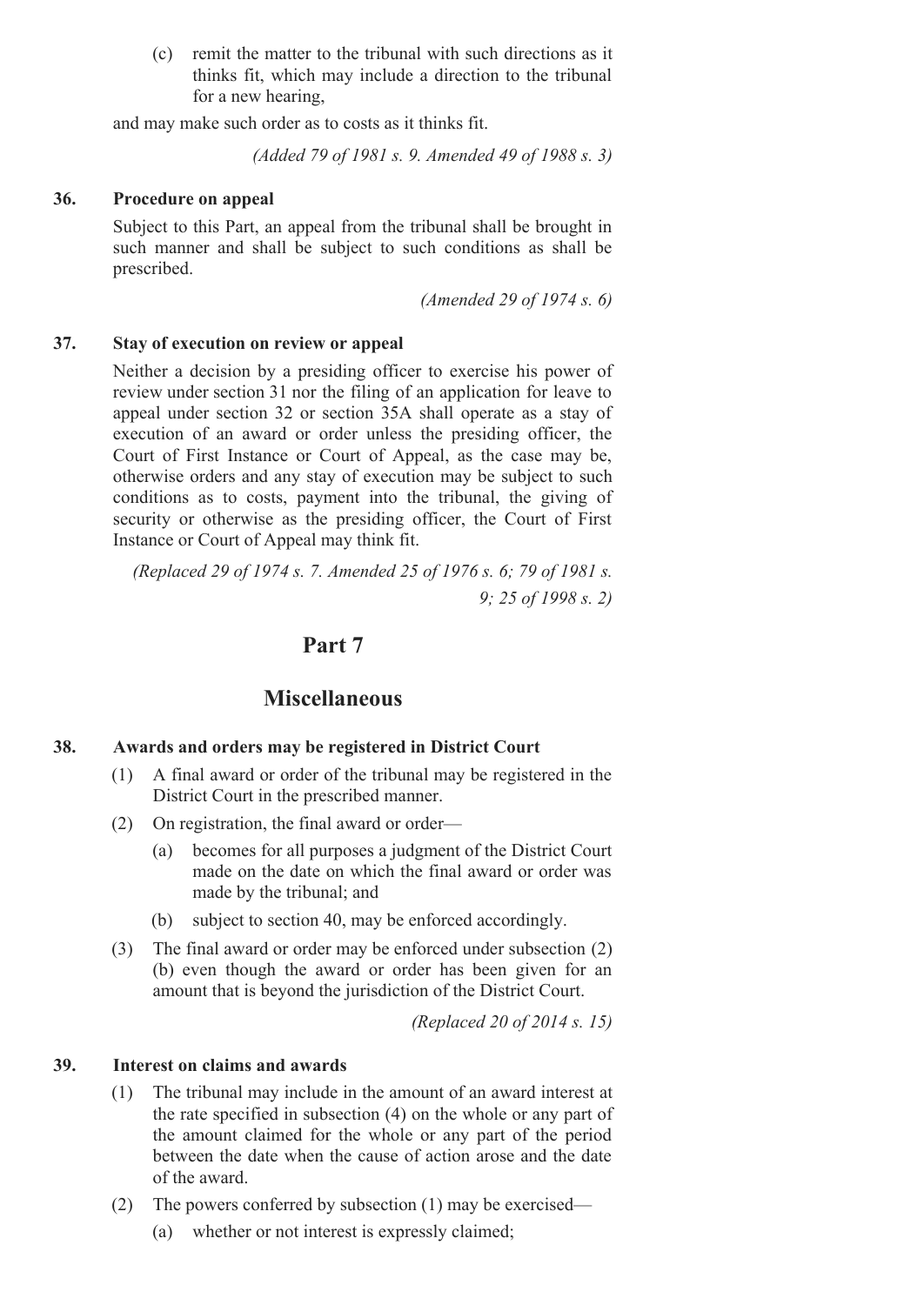(c) remit the matter to the tribunal with such directions as it thinks fit, which may include a direction to the tribunal for a new hearing,

and may make such order as to costs as it thinks fit.

*(Added 79 of 1981 s. 9. Amended 49 of 1988 s. 3)*

### 36. Procedure on appeal

Subject to this Part, an appeal from the tribunal shall be brought in such manner and shall be subject to such conditions as shall be prescribed.

*(Amended 29 of 1974 s. 6)*

### 37. Stay of execution on review or appeal

Neither a decision by a presiding officer to exercise his power of review under section 31 nor the filing of an application for leave to appeal under section 32 or section 35A shall operate as a stay of execution of an award or order unless the presiding officer, the Court of First Instance or Court of Appeal, as the case may be, otherwise orders and any stay of execution may be subject to such conditions as to costs, payment into the tribunal, the giving of security or otherwise as the presiding officer, the Court of First Instance or Court of Appeal may think fit.

*(Replaced 29 of 1974 s. 7. Amended 25 of 1976 s. 6; 79 of 1981 s. 9; 25 of 1998 s. 2)*

## Part 7

## Miscellaneous

### 38. Awards and orders may be registered in District Court

(1) A final award or order of the tribunal may be registered in the District Court in the prescribed manner.

(2) On registration, the final award or order—

(a) becomes for all purposes a judgment of the District Court made on the date on which the final award or order was made by the tribunal; and

(b) subject to section 40, may be enforced accordingly.

(3) The final award or order may be enforced under subsection (2)(b) even though the award or order has been given for an amount that is beyond the jurisdiction of the District Court.

*(Replaced 20 of 2014 s. 15)*

### 39. Interest on claims and awards

(1) The tribunal may include in the amount of an award interest at the rate specified in subsection (4) on the whole or any part of the amount claimed for the whole or any part of the period between the date when the cause of action arose and the date of the award.

(2) The powers conferred by subsection (1) may be exercised—

(a) whether or not interest is expressly claimed;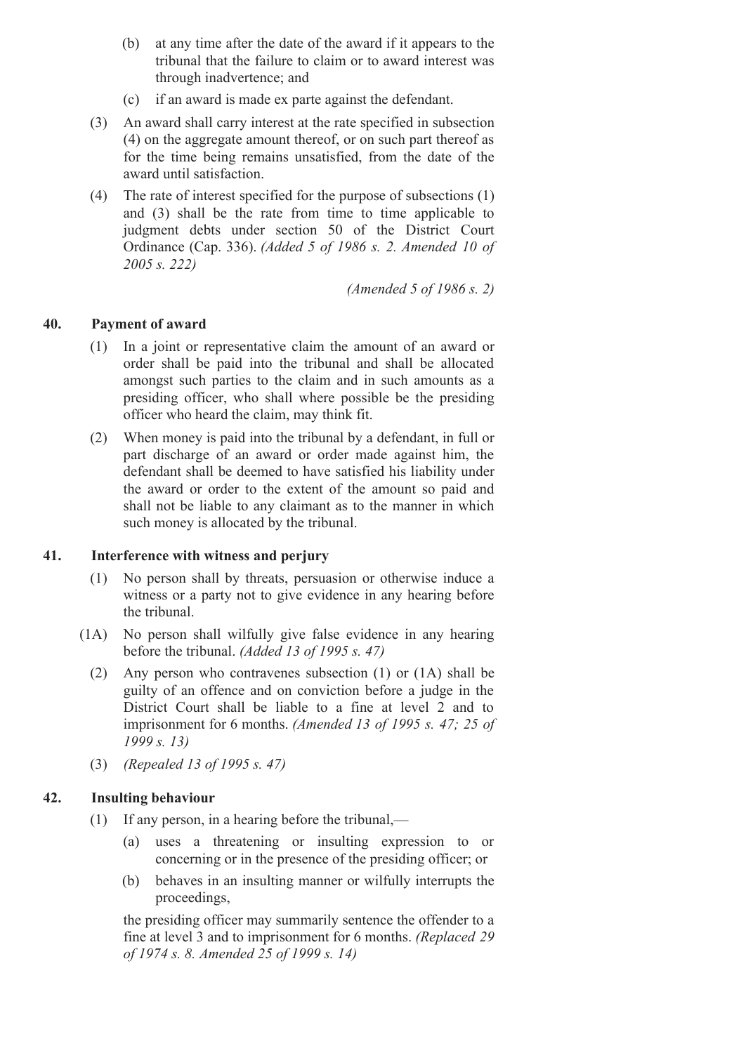(b) at any time after the date of the award if it appears to the tribunal that the failure to claim or to award interest was through inadvertence; and

(c) if an award is made ex parte against the defendant.

(3) An award shall carry interest at the rate specified in subsection (4) on the aggregate amount thereof, or on such part thereof as for the time being remains unsatisfied, from the date of the award until satisfaction.

(4) The rate of interest specified for the purpose of subsections (1) and (3) shall be the rate from time to time applicable to judgment debts under section 50 of the District Court Ordinance (Cap. 336). *(Added 5 of 1986 s. 2. Amended 10 of 2005 s. 222)*

*(Amended 5 of 1986 s. 2)*

### 40. Payment of award

(1) In a joint or representative claim the amount of an award or order shall be paid into the tribunal and shall be allocated amongst such parties to the claim and in such amounts as a presiding officer, who shall where possible be the presiding officer who heard the claim, may think fit.

(2) When money is paid into the tribunal by a defendant, in full or part discharge of an award or order made against him, the defendant shall be deemed to have satisfied his liability under the award or order to the extent of the amount so paid and shall not be liable to any claimant as to the manner in which such money is allocated by the tribunal.

### 41. Interference with witness and perjury

(1) No person shall by threats, persuasion or otherwise induce a witness or a party not to give evidence in any hearing before the tribunal.

(1A) No person shall wilfully give false evidence in any hearing before the tribunal. *(Added 13 of 1995 s. 47)*

(2) Any person who contravenes subsection (1) or (1A) shall be guilty of an offence and on conviction before a judge in the District Court shall be liable to a fine at level 2 and to imprisonment for 6 months. *(Amended 13 of 1995 s. 47; 25 of 1999 s. 13)*

(3) *(Repealed 13 of 1995 s. 47)*

### 42. Insulting behaviour

(1) If any person, in a hearing before the tribunal,—

(a) uses a threatening or insulting expression to or concerning or in the presence of the presiding officer; or

(b) behaves in an insulting manner or wilfully interrupts the proceedings,

the presiding officer may summarily sentence the offender to a fine at level 3 and to imprisonment for 6 months. *(Replaced 29 of 1974 s. 8. Amended 25 of 1999 s. 14)*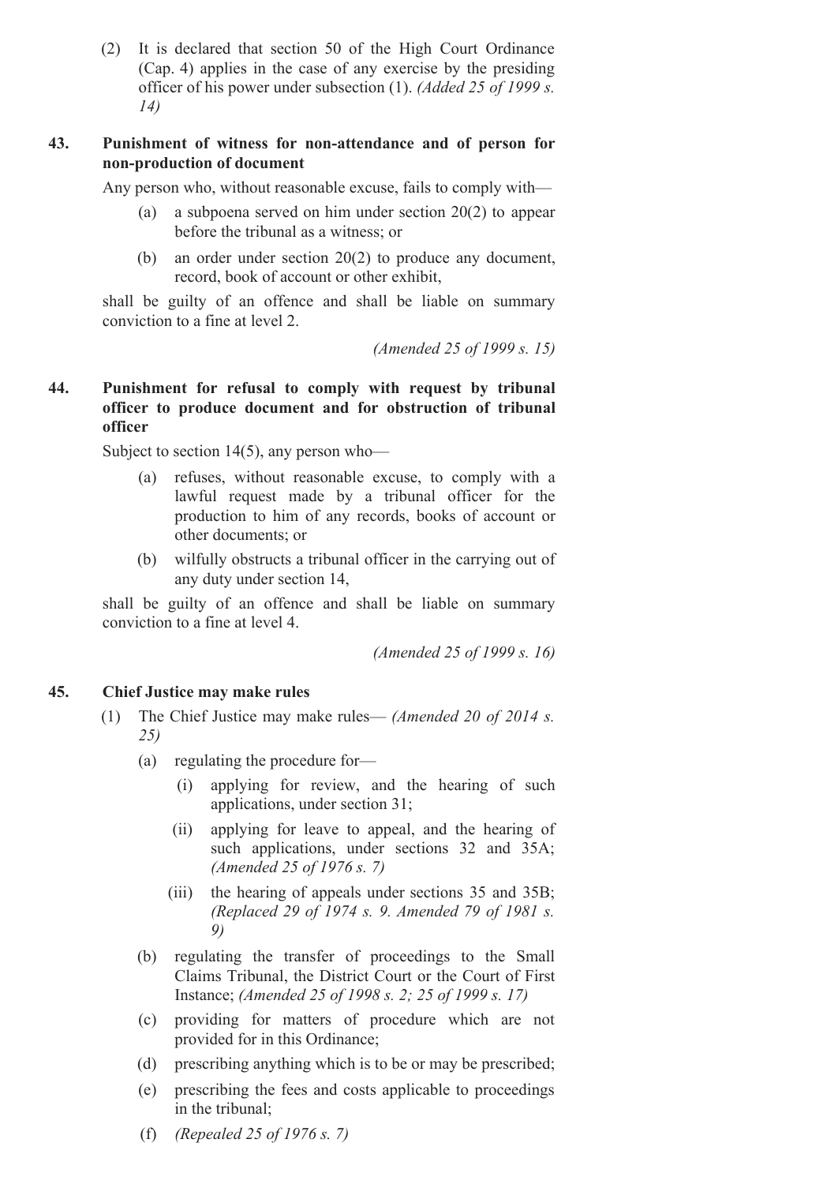(2) It is declared that section 50 of the High Court Ordinance (Cap. 4) applies in the case of any exercise by the presiding officer of his power under subsection (1). *(Added 25 of 1999 s. 14)*

### 43. Punishment of witness for non-attendance and of person for non-production of document

Any person who, without reasonable excuse, fails to comply with—

- (a) a subpoena served on him under section 20(2) to appear before the tribunal as a witness; or
- (b) an order under section 20(2) to produce any document, record, book of account or other exhibit,

shall be guilty of an offence and shall be liable on summary conviction to a fine at level 2.

*(Amended 25 of 1999 s. 15)*

### 44. Punishment for refusal to comply with request by tribunal officer to produce document and for obstruction of tribunal officer

Subject to section 14(5), any person who—

- (a) refuses, without reasonable excuse, to comply with a lawful request made by a tribunal officer for the production to him of any records, books of account or other documents; or
- (b) wilfully obstructs a tribunal officer in the carrying out of any duty under section 14,

shall be guilty of an offence and shall be liable on summary conviction to a fine at level 4.

*(Amended 25 of 1999 s. 16)*

### 45. Chief Justice may make rules

(1) The Chief Justice may make rules— *(Amended 20 of 2014 s. 25)*

- (a) regulating the procedure for—
  - (i) applying for review, and the hearing of such applications, under section 31;
  - (ii) applying for leave to appeal, and the hearing of such applications, under sections 32 and 35A; *(Amended 25 of 1976 s. 7)*
  - (iii) the hearing of appeals under sections 35 and 35B; *(Replaced 29 of 1974 s. 9. Amended 79 of 1981 s. 9)*
- (b) regulating the transfer of proceedings to the Small Claims Tribunal, the District Court or the Court of First Instance; *(Amended 25 of 1998 s. 2; 25 of 1999 s. 17)*
- (c) providing for matters of procedure which are not provided for in this Ordinance;
- (d) prescribing anything which is to be or may be prescribed;
- (e) prescribing the fees and costs applicable to proceedings in the tribunal;
- (f) *(Repealed 25 of 1976 s. 7)*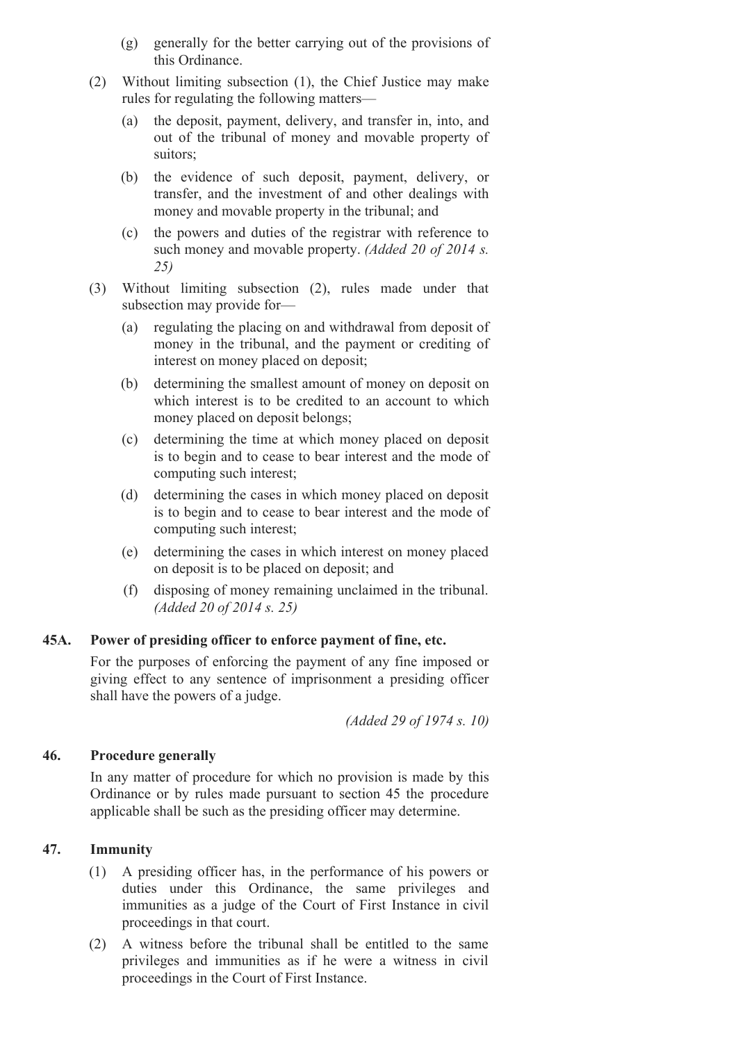(g) generally for the better carrying out of the provisions of this Ordinance.

(2) Without limiting subsection (1), the Chief Justice may make rules for regulating the following matters—

(a) the deposit, payment, delivery, and transfer in, into, and out of the tribunal of money and movable property of suitors;

(b) the evidence of such deposit, payment, delivery, or transfer, and the investment of and other dealings with money and movable property in the tribunal; and

(c) the powers and duties of the registrar with reference to such money and movable property. *(Added 20 of 2014 s. 25)*

(3) Without limiting subsection (2), rules made under that subsection may provide for—

(a) regulating the placing on and withdrawal from deposit of money in the tribunal, and the payment or crediting of interest on money placed on deposit;

(b) determining the smallest amount of money on deposit on which interest is to be credited to an account to which money placed on deposit belongs;

(c) determining the time at which money placed on deposit is to begin and to cease to bear interest and the mode of computing such interest;

(d) determining the cases in which money placed on deposit is to begin and to cease to bear interest and the mode of computing such interest;

(e) determining the cases in which interest on money placed on deposit is to be placed on deposit; and

(f) disposing of money remaining unclaimed in the tribunal. *(Added 20 of 2014 s. 25)*

### 45A. Power of presiding officer to enforce payment of fine, etc.

For the purposes of enforcing the payment of any fine imposed or giving effect to any sentence of imprisonment a presiding officer shall have the powers of a judge.

*(Added 29 of 1974 s. 10)*

### 46. Procedure generally

In any matter of procedure for which no provision is made by this Ordinance or by rules made pursuant to section 45 the procedure applicable shall be such as the presiding officer may determine.

### 47. Immunity

(1) A presiding officer has, in the performance of his powers or duties under this Ordinance, the same privileges and immunities as a judge of the Court of First Instance in civil proceedings in that court.

(2) A witness before the tribunal shall be entitled to the same privileges and immunities as if he were a witness in civil proceedings in the Court of First Instance.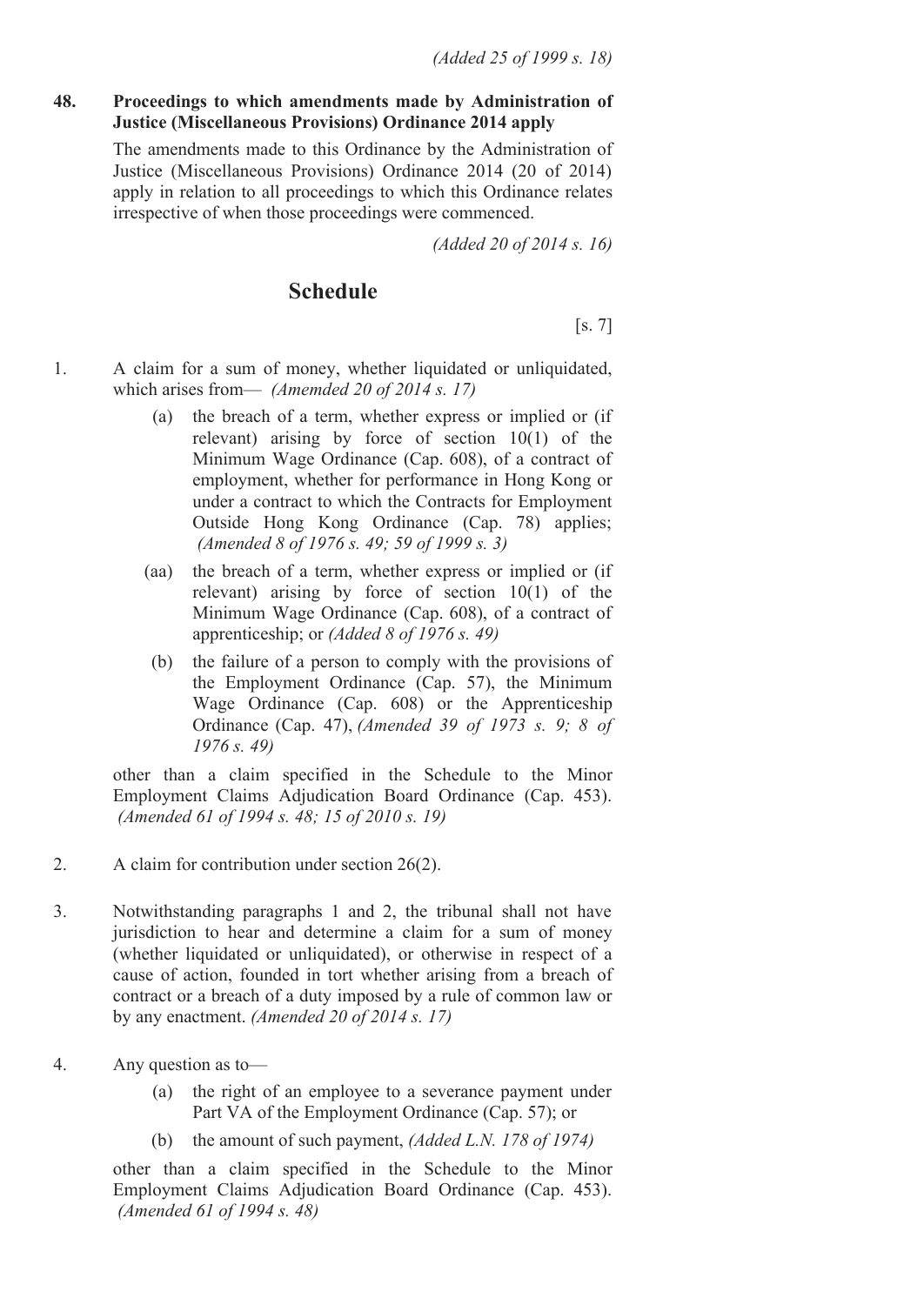*(Added 25 of 1999 s. 18)*

**48. Proceedings to which amendments made by Administration of Justice (Miscellaneous Provisions) Ordinance 2014 apply**

The amendments made to this Ordinance by the Administration of Justice (Miscellaneous Provisions) Ordinance 2014 (20 of 2014) apply in relation to all proceedings to which this Ordinance relates irrespective of when those proceedings were commenced.

*(Added 20 of 2014 s. 16)*

## Schedule

[s. 7]

1. A claim for a sum of money, whether liquidated or unliquidated, which arises from— *(Amemded 20 of 2014 s. 17)*

   (a) the breach of a term, whether express or implied or (if relevant) arising by force of section 10(1) of the Minimum Wage Ordinance (Cap. 608), of a contract of employment, whether for performance in Hong Kong or under a contract to which the Contracts for Employment Outside Hong Kong Ordinance (Cap. 78) applies; *(Amended 8 of 1976 s. 49; 59 of 1999 s. 3)*

   (aa) the breach of a term, whether express or implied or (if relevant) arising by force of section 10(1) of the Minimum Wage Ordinance (Cap. 608), of a contract of apprenticeship; or *(Added 8 of 1976 s. 49)*

   (b) the failure of a person to comply with the provisions of the Employment Ordinance (Cap. 57), the Minimum Wage Ordinance (Cap. 608) or the Apprenticeship Ordinance (Cap. 47), *(Amended 39 of 1973 s. 9; 8 of 1976 s. 49)*

   other than a claim specified in the Schedule to the Minor Employment Claims Adjudication Board Ordinance (Cap. 453). *(Amended 61 of 1994 s. 48; 15 of 2010 s. 19)*

2. A claim for contribution under section 26(2).

3. Notwithstanding paragraphs 1 and 2, the tribunal shall not have jurisdiction to hear and determine a claim for a sum of money (whether liquidated or unliquidated), or otherwise in respect of a cause of action, founded in tort whether arising from a breach of contract or a breach of a duty imposed by a rule of common law or by any enactment. *(Amended 20 of 2014 s. 17)*

4. Any question as to—

   (a) the right of an employee to a severance payment under Part VA of the Employment Ordinance (Cap. 57); or

   (b) the amount of such payment, *(Added L.N. 178 of 1974)*

   other than a claim specified in the Schedule to the Minor Employment Claims Adjudication Board Ordinance (Cap. 453). *(Amended 61 of 1994 s. 48)*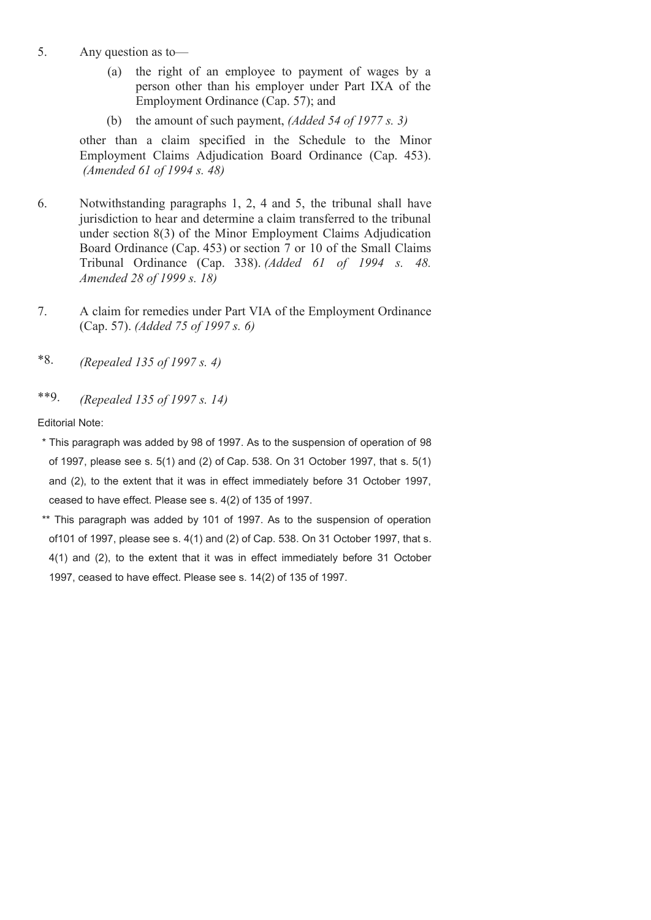5. Any question as to—

   (a) the right of an employee to payment of wages by a person other than his employer under Part IXA of the Employment Ordinance (Cap. 57); and

   (b) the amount of such payment, *(Added 54 of 1977 s. 3)*

   other than a claim specified in the Schedule to the Minor Employment Claims Adjudication Board Ordinance (Cap. 453). *(Amended 61 of 1994 s. 48)*

6. Notwithstanding paragraphs 1, 2, 4 and 5, the tribunal shall have jurisdiction to hear and determine a claim transferred to the tribunal under section 8(3) of the Minor Employment Claims Adjudication Board Ordinance (Cap. 453) or section 7 or 10 of the Small Claims Tribunal Ordinance (Cap. 338). *(Added 61 of 1994 s. 48. Amended 28 of 1999 s. 18)*

7. A claim for remedies under Part VIA of the Employment Ordinance (Cap. 57). *(Added 75 of 1997 s. 6)*

*8. *(Repealed 135 of 1997 s. 4)*

**9. *(Repealed 135 of 1997 s. 14)*

Editorial Note:

\* This paragraph was added by 98 of 1997. As to the suspension of operation of 98 of 1997, please see s. 5(1) and (2) of Cap. 538. On 31 October 1997, that s. 5(1) and (2), to the extent that it was in effect immediately before 31 October 1997, ceased to have effect. Please see s. 4(2) of 135 of 1997.

\*\* This paragraph was added by 101 of 1997. As to the suspension of operation of101 of 1997, please see s. 4(1) and (2) of Cap. 538. On 31 October 1997, that s. 4(1) and (2), to the extent that it was in effect immediately before 31 October 1997, ceased to have effect. Please see s. 14(2) of 135 of 1997.